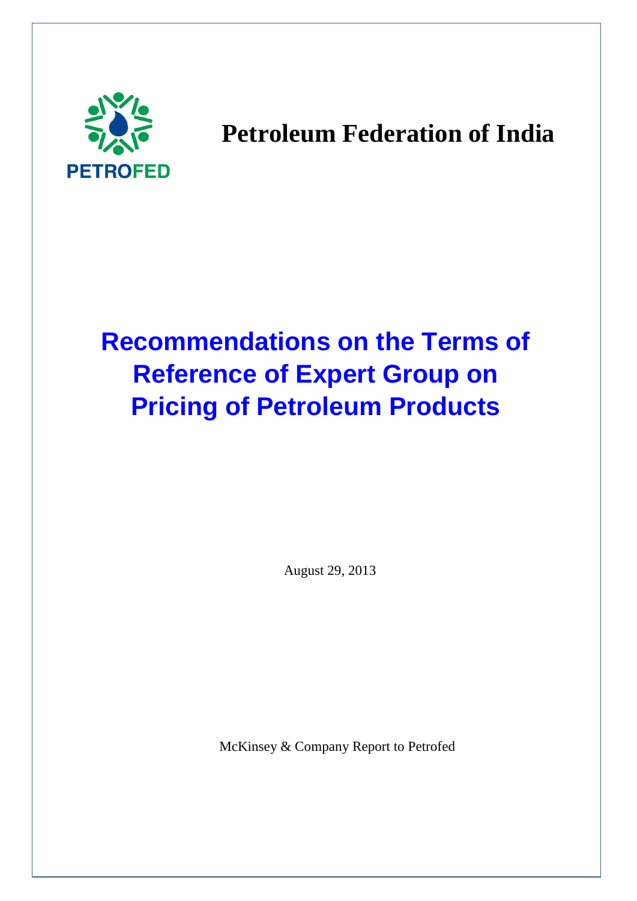PETROFED

# Petroleum Federation of India

# Recommendations on the Terms of Reference of Expert Group on Pricing of Petroleum Products

August 29, 2013

McKinsey & Company Report to Petrofed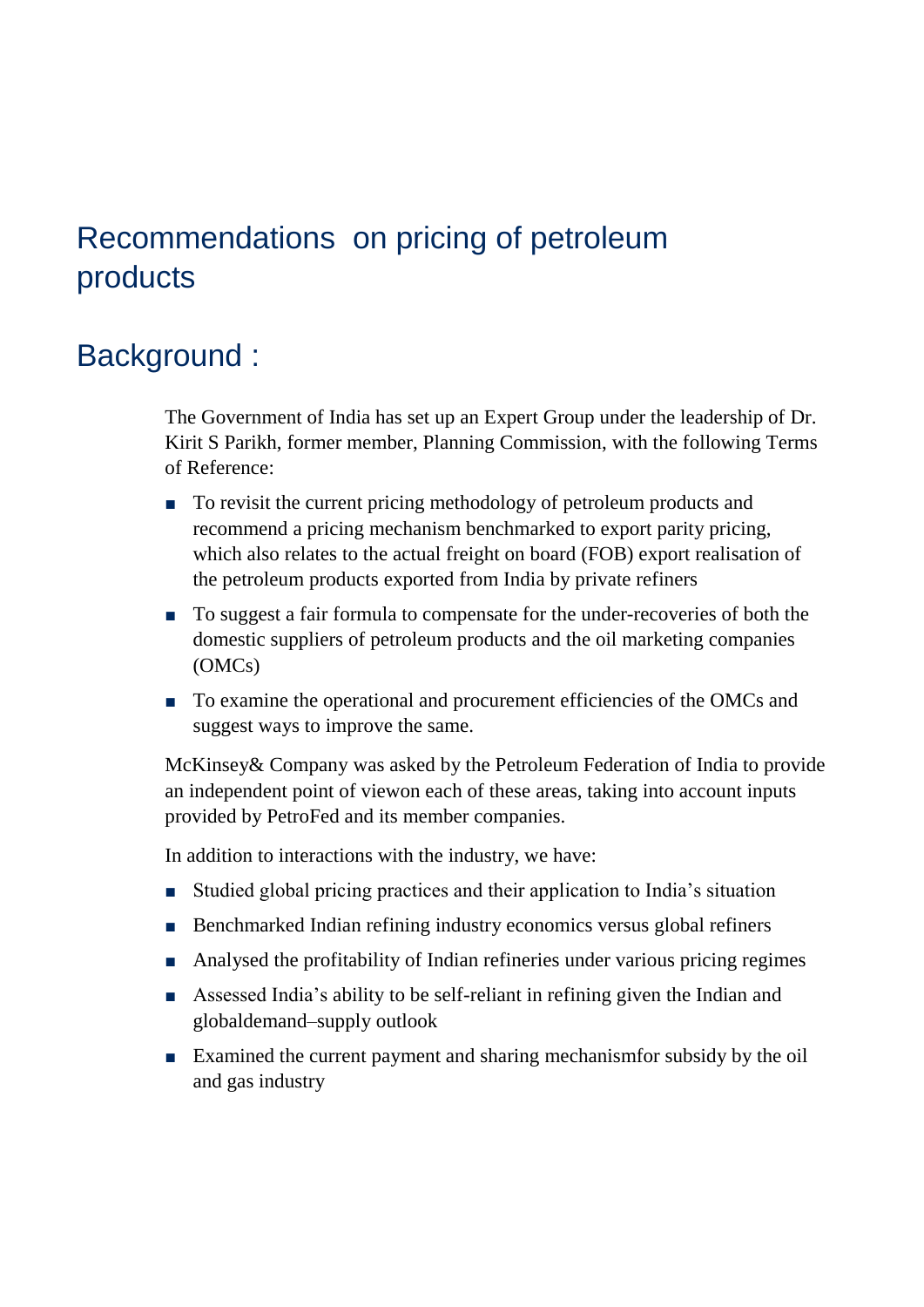# Recommendations on pricing of petroleum products

## Background :

The Government of India has set up an Expert Group under the leadership of Dr. Kirit S Parikh, former member, Planning Commission, with the following Terms of Reference:

- To revisit the current pricing methodology of petroleum products and recommend a pricing mechanism benchmarked to export parity pricing, which also relates to the actual freight on board (FOB) export realisation of the petroleum products exported from India by private refiners
- To suggest a fair formula to compensate for the under-recoveries of both the domestic suppliers of petroleum products and the oil marketing companies (OMCs)
- To examine the operational and procurement efficiencies of the OMCs and suggest ways to improve the same.

McKinsey& Company was asked by the Petroleum Federation of India to provide an independent point of viewon each of these areas, taking into account inputs provided by PetroFed and its member companies.

In addition to interactions with the industry, we have:

- Studied global pricing practices and their application to India's situation
- Benchmarked Indian refining industry economics versus global refiners
- Analysed the profitability of Indian refineries under various pricing regimes
- Assessed India's ability to be self-reliant in refining given the Indian and globaldemand–supply outlook
- Examined the current payment and sharing mechanismfor subsidy by the oil and gas industry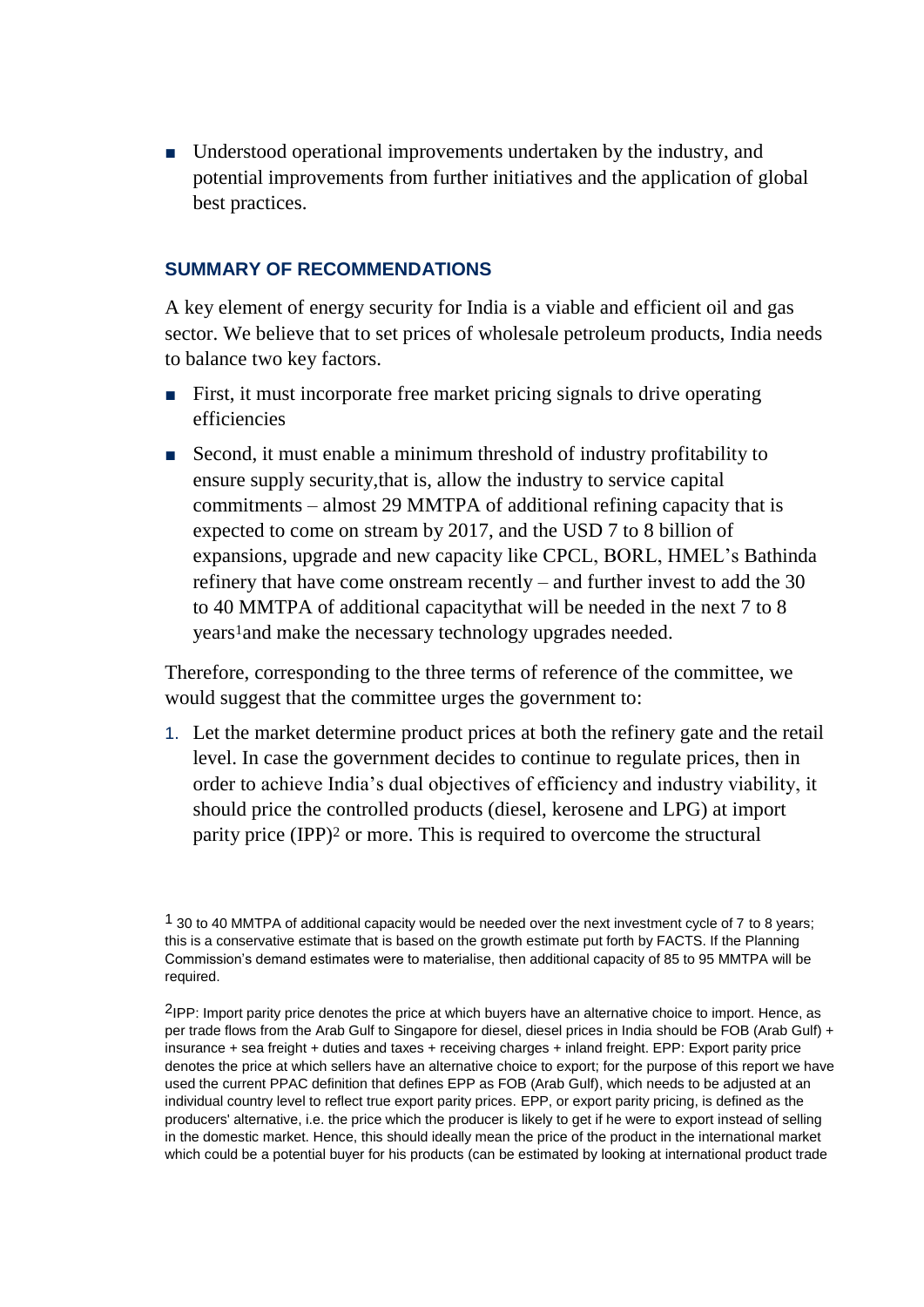- Understood operational improvements undertaken by the industry, and potential improvements from further initiatives and the application of global best practices.

## SUMMARY OF RECOMMENDATIONS

A key element of energy security for India is a viable and efficient oil and gas sector. We believe that to set prices of wholesale petroleum products, India needs to balance two key factors.

- First, it must incorporate free market pricing signals to drive operating efficiencies
- Second, it must enable a minimum threshold of industry profitability to ensure supply security,that is, allow the industry to service capital commitments – almost 29 MMTPA of additional refining capacity that is expected to come on stream by 2017, and the USD 7 to 8 billion of expansions, upgrade and new capacity like CPCL, BORL, HMEL's Bathinda refinery that have come onstream recently – and further invest to add the 30 to 40 MMTPA of additional capacitythat will be needed in the next 7 to 8 years[1]and make the necessary technology upgrades needed.

Therefore, corresponding to the three terms of reference of the committee, we would suggest that the committee urges the government to:

1. Let the market determine product prices at both the refinery gate and the retail level. In case the government decides to continue to regulate prices, then in order to achieve India's dual objectives of efficiency and industry viability, it should price the controlled products (diesel, kerosene and LPG) at import parity price (IPP)[2] or more. This is required to overcome the structural

[1] 30 to 40 MMTPA of additional capacity would be needed over the next investment cycle of 7 to 8 years; this is a conservative estimate that is based on the growth estimate put forth by FACTS. If the Planning Commission's demand estimates were to materialise, then additional capacity of 85 to 95 MMTPA will be required.

[2]IPP: Import parity price denotes the price at which buyers have an alternative choice to import. Hence, as per trade flows from the Arab Gulf to Singapore for diesel, diesel prices in India should be FOB (Arab Gulf) + insurance + sea freight + duties and taxes + receiving charges + inland freight. EPP: Export parity price denotes the price at which sellers have an alternative choice to export; for the purpose of this report we have used the current PPAC definition that defines EPP as FOB (Arab Gulf), which needs to be adjusted at an individual country level to reflect true export parity prices. EPP, or export parity pricing, is defined as the producers' alternative, i.e. the price which the producer is likely to get if he were to export instead of selling in the domestic market. Hence, this should ideally mean the price of the product in the international market which could be a potential buyer for his products (can be estimated by looking at international product trade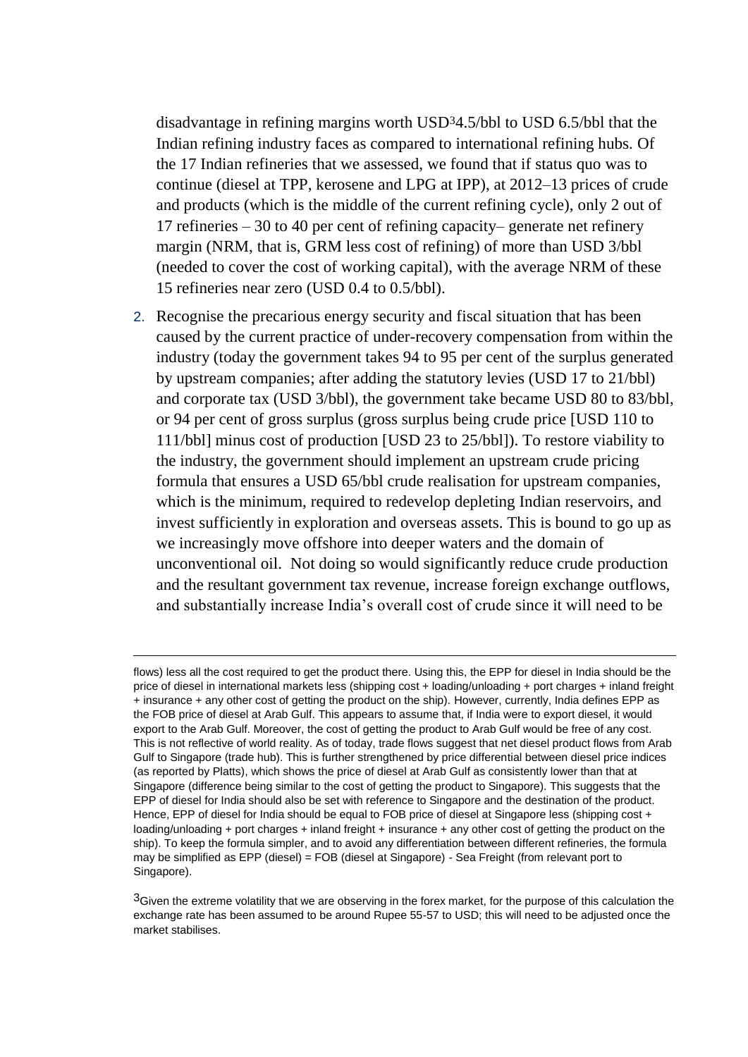disadvantage in refining margins worth USD[3]4.5/bbl to USD 6.5/bbl that the Indian refining industry faces as compared to international refining hubs. Of the 17 Indian refineries that we assessed, we found that if status quo was to continue (diesel at TPP, kerosene and LPG at IPP), at 2012–13 prices of crude and products (which is the middle of the current refining cycle), only 2 out of 17 refineries – 30 to 40 per cent of refining capacity– generate net refinery margin (NRM, that is, GRM less cost of refining) of more than USD 3/bbl (needed to cover the cost of working capital), with the average NRM of these 15 refineries near zero (USD 0.4 to 0.5/bbl).

2. Recognise the precarious energy security and fiscal situation that has been caused by the current practice of under-recovery compensation from within the industry (today the government takes 94 to 95 per cent of the surplus generated by upstream companies; after adding the statutory levies (USD 17 to 21/bbl) and corporate tax (USD 3/bbl), the government take became USD 80 to 83/bbl, or 94 per cent of gross surplus (gross surplus being crude price [USD 110 to 111/bbl] minus cost of production [USD 23 to 25/bbl]). To restore viability to the industry, the government should implement an upstream crude pricing formula that ensures a USD 65/bbl crude realisation for upstream companies, which is the minimum, required to redevelop depleting Indian reservoirs, and invest sufficiently in exploration and overseas assets. This is bound to go up as we increasingly move offshore into deeper waters and the domain of unconventional oil. Not doing so would significantly reduce crude production and the resultant government tax revenue, increase foreign exchange outflows, and substantially increase India's overall cost of crude since it will need to be

---

flows) less all the cost required to get the product there. Using this, the EPP for diesel in India should be the price of diesel in international markets less (shipping cost + loading/unloading + port charges + inland freight + insurance + any other cost of getting the product on the ship). However, currently, India defines EPP as the FOB price of diesel at Arab Gulf. This appears to assume that, if India were to export diesel, it would export to the Arab Gulf. Moreover, the cost of getting the product to Arab Gulf would be free of any cost. This is not reflective of world reality. As of today, trade flows suggest that net diesel product flows from Arab Gulf to Singapore (trade hub). This is further strengthened by price differential between diesel price indices (as reported by Platts), which shows the price of diesel at Arab Gulf as consistently lower than that at Singapore (difference being similar to the cost of getting the product to Singapore). This suggests that the EPP of diesel for India should also be set with reference to Singapore and the destination of the product. Hence, EPP of diesel for India should be equal to FOB price of diesel at Singapore less (shipping cost + loading/unloading + port charges + inland freight + insurance + any other cost of getting the product on the ship). To keep the formula simpler, and to avoid any differentiation between different refineries, the formula may be simplified as EPP (diesel) = FOB (diesel at Singapore) - Sea Freight (from relevant port to Singapore).

[3] Given the extreme volatility that we are observing in the forex market, for the purpose of this calculation the exchange rate has been assumed to be around Rupee 55-57 to USD; this will need to be adjusted once the market stabilises.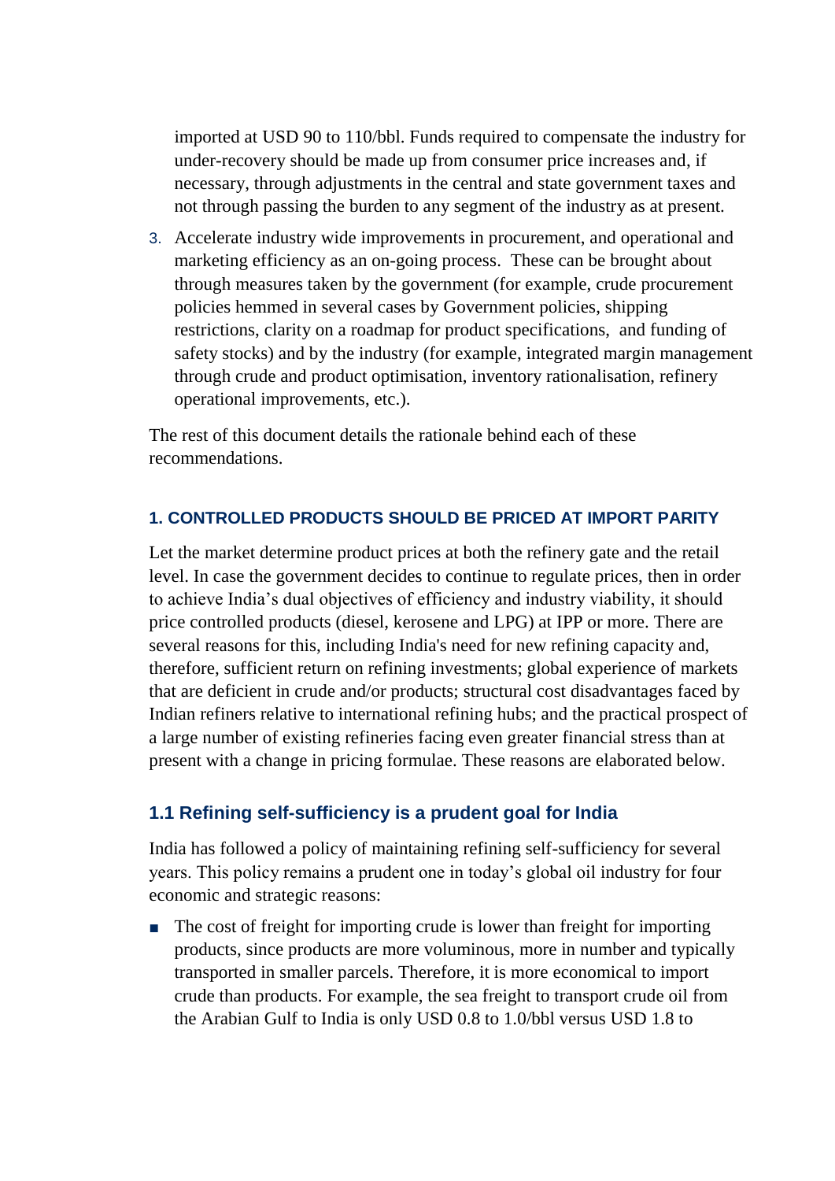imported at USD 90 to 110/bbl. Funds required to compensate the industry for under-recovery should be made up from consumer price increases and, if necessary, through adjustments in the central and state government taxes and not through passing the burden to any segment of the industry as at present.

3. Accelerate industry wide improvements in procurement, and operational and marketing efficiency as an on-going process. These can be brought about through measures taken by the government (for example, crude procurement policies hemmed in several cases by Government policies, shipping restrictions, clarity on a roadmap for product specifications, and funding of safety stocks) and by the industry (for example, integrated margin management through crude and product optimisation, inventory rationalisation, refinery operational improvements, etc.).

The rest of this document details the rationale behind each of these recommendations.

### 1. CONTROLLED PRODUCTS SHOULD BE PRICED AT IMPORT PARITY

Let the market determine product prices at both the refinery gate and the retail level. In case the government decides to continue to regulate prices, then in order to achieve India's dual objectives of efficiency and industry viability, it should price controlled products (diesel, kerosene and LPG) at IPP or more. There are several reasons for this, including India's need for new refining capacity and, therefore, sufficient return on refining investments; global experience of markets that are deficient in crude and/or products; structural cost disadvantages faced by Indian refiners relative to international refining hubs; and the practical prospect of a large number of existing refineries facing even greater financial stress than at present with a change in pricing formulae. These reasons are elaborated below.

### 1.1 Refining self-sufficiency is a prudent goal for India

India has followed a policy of maintaining refining self-sufficiency for several years. This policy remains a prudent one in today's global oil industry for four economic and strategic reasons:

- The cost of freight for importing crude is lower than freight for importing products, since products are more voluminous, more in number and typically transported in smaller parcels. Therefore, it is more economical to import crude than products. For example, the sea freight to transport crude oil from the Arabian Gulf to India is only USD 0.8 to 1.0/bbl versus USD 1.8 to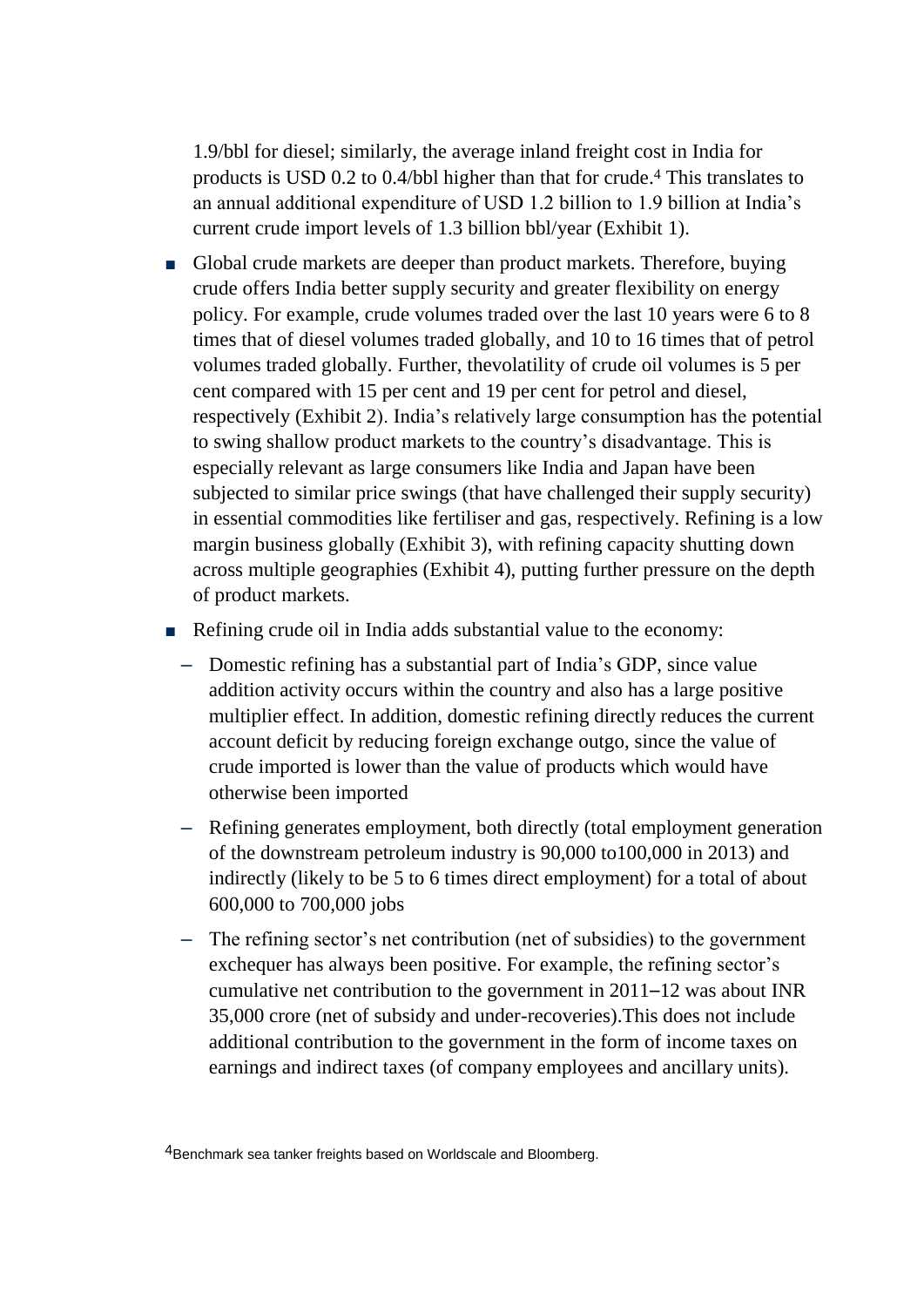1.9/bbl for diesel; similarly, the average inland freight cost in India for products is USD 0.2 to 0.4/bbl higher than that for crude.[4] This translates to an annual additional expenditure of USD 1.2 billion to 1.9 billion at India's current crude import levels of 1.3 billion bbl/year (Exhibit 1).

- Global crude markets are deeper than product markets. Therefore, buying crude offers India better supply security and greater flexibility on energy policy. For example, crude volumes traded over the last 10 years were 6 to 8 times that of diesel volumes traded globally, and 10 to 16 times that of petrol volumes traded globally. Further, thevolatility of crude oil volumes is 5 per cent compared with 15 per cent and 19 per cent for petrol and diesel, respectively (Exhibit 2). India's relatively large consumption has the potential to swing shallow product markets to the country's disadvantage. This is especially relevant as large consumers like India and Japan have been subjected to similar price swings (that have challenged their supply security) in essential commodities like fertiliser and gas, respectively. Refining is a low margin business globally (Exhibit 3), with refining capacity shutting down across multiple geographies (Exhibit 4), putting further pressure on the depth of product markets.
- Refining crude oil in India adds substantial value to the economy:
  - Domestic refining has a substantial part of India's GDP, since value addition activity occurs within the country and also has a large positive multiplier effect. In addition, domestic refining directly reduces the current account deficit by reducing foreign exchange outgo, since the value of crude imported is lower than the value of products which would have otherwise been imported
  - Refining generates employment, both directly (total employment generation of the downstream petroleum industry is 90,000 to100,000 in 2013) and indirectly (likely to be 5 to 6 times direct employment) for a total of about 600,000 to 700,000 jobs
  - The refining sector's net contribution (net of subsidies) to the government exchequer has always been positive. For example, the refining sector's cumulative net contribution to the government in 2011–12 was about INR 35,000 crore (net of subsidy and under-recoveries).This does not include additional contribution to the government in the form of income taxes on earnings and indirect taxes (of company employees and ancillary units).

[4] Benchmark sea tanker freights based on Worldscale and Bloomberg.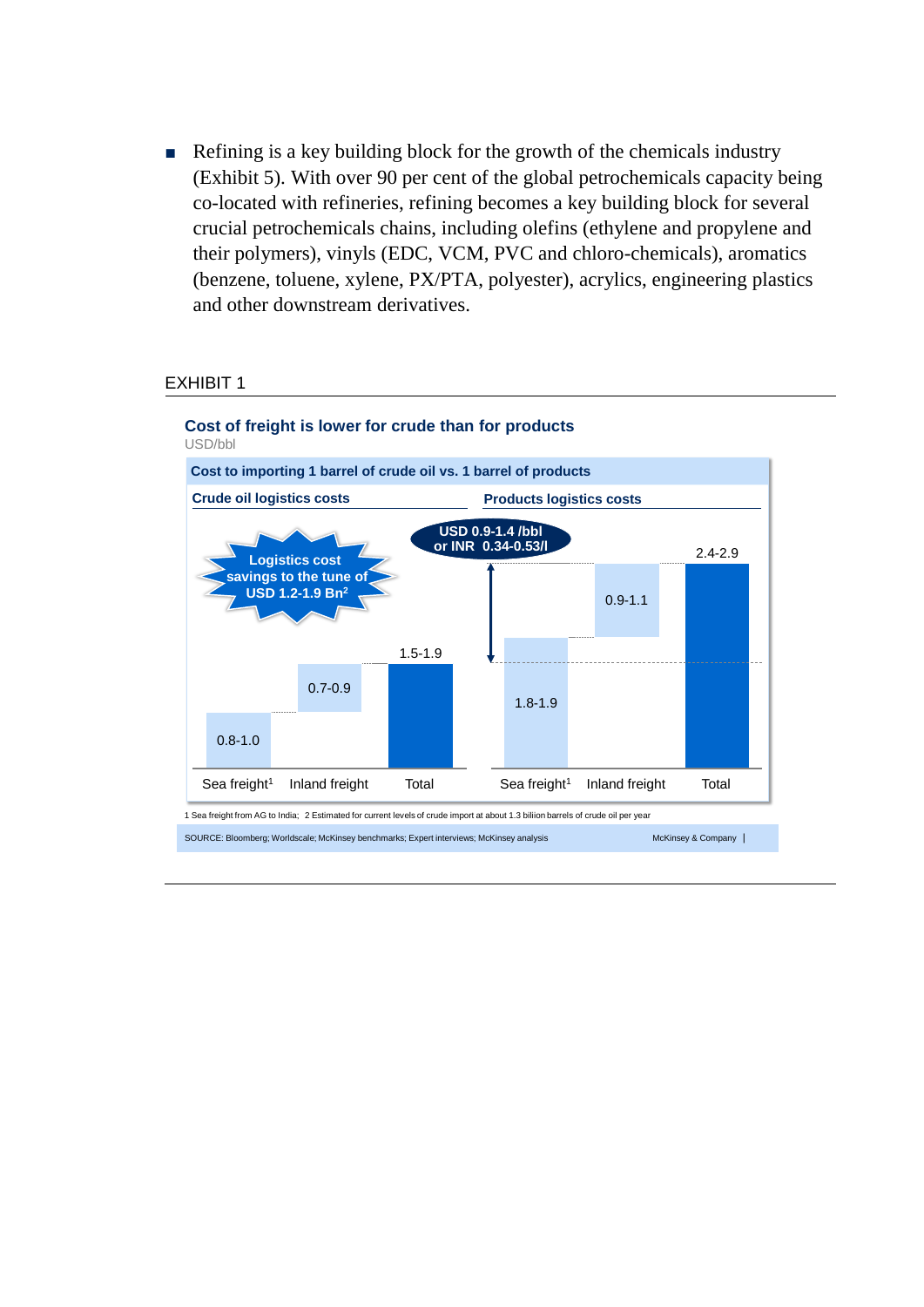- Refining is a key building block for the growth of the chemicals industry (Exhibit 5). With over 90 per cent of the global petrochemicals capacity being co-located with refineries, refining becomes a key building block for several crucial petrochemicals chains, including olefins (ethylene and propylene and their polymers), vinyls (EDC, VCM, PVC and chloro-chemicals), aromatics (benzene, toluene, xylene, PX/PTA, polyester), acrylics, engineering plastics and other downstream derivatives.

EXHIBIT 1

**Cost of freight is lower for crude than for products**

USD/bbl

**Cost to importing 1 barrel of crude oil vs. 1 barrel of products**

**Crude oil logistics costs**

| | Sea freight[1] | Inland freight | Total |
|---|---|---|---|
| USD/bbl | 0.8-1.0 | 0.7-0.9 | 1.5-1.9 |

Logistics cost savings to the tune of USD 1.2-1.9 Bn[2]

**Products logistics costs**

| | Sea freight[1] | Inland freight | Total |
|---|---|---|---|
| USD/bbl | 1.8-1.9 | 0.9-1.1 | 2.4-2.9 |

USD 0.9-1.4 /bbl or INR 0.34-0.53/l

1 Sea freight from AG to India; 2 Estimated for current levels of crude import at about 1.3 billion barrels of crude oil per year

SOURCE: Bloomberg; Worldscale; McKinsey benchmarks; Expert interviews; McKinsey analysis

McKinsey & Company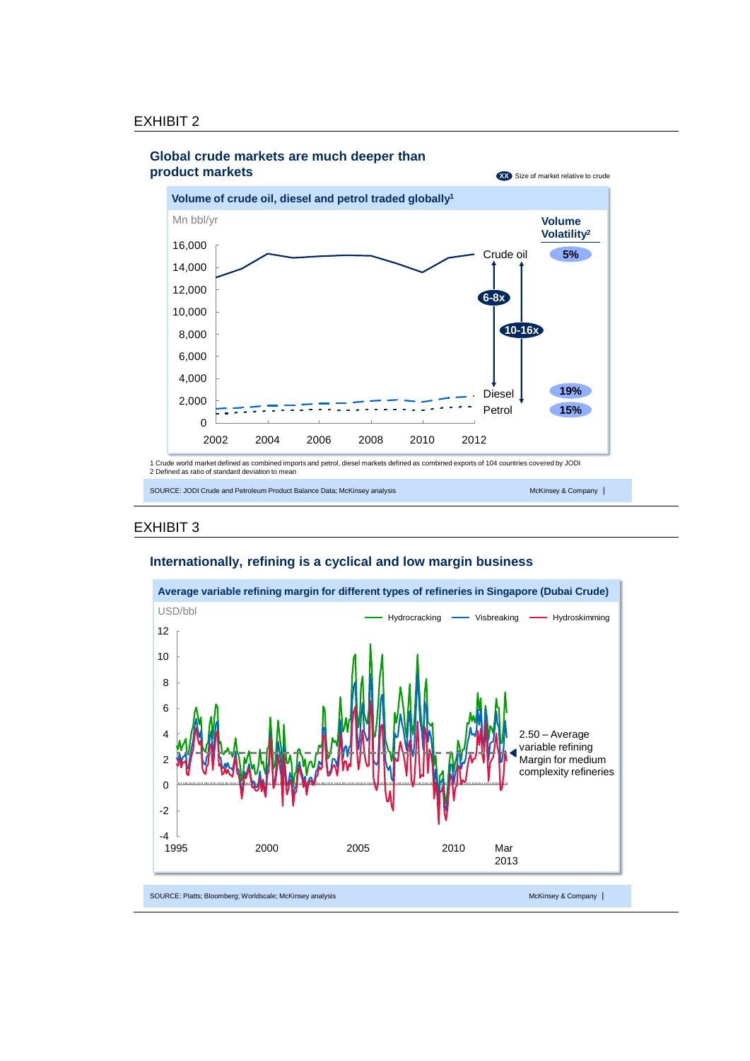## EXHIBIT 2

### Global crude markets are much deeper than product markets

XX Size of market relative to crude

**Volume of crude oil, diesel and petrol traded globally[1]**

Mn bbl/yr

| | Volume Volatility[2] |
|---|---|
| Crude oil | 5% |
| Diesel | 19% |
| Petrol | 15% |

Diesel: 6-8x; Petrol: 10-16x

1 Crude world market defined as combined imports and petrol, diesel markets defined as combined exports of 104 countries covered by JODI
2 Defined as ratio of standard deviation to mean

SOURCE: JODI Crude and Petroleum Product Balance Data; McKinsey analysis

McKinsey & Company

## EXHIBIT 3

### Internationally, refining is a cyclical and low margin business

**Average variable refining margin for different types of refineries in Singapore (Dubai Crude)**

USD/bbl

Hydrocracking, Visbreaking, Hydroskimming

2.50 – Average variable refining Margin for medium complexity refineries

SOURCE: Platts; Bloomberg; Worldscale; McKinsey analysis

McKinsey & Company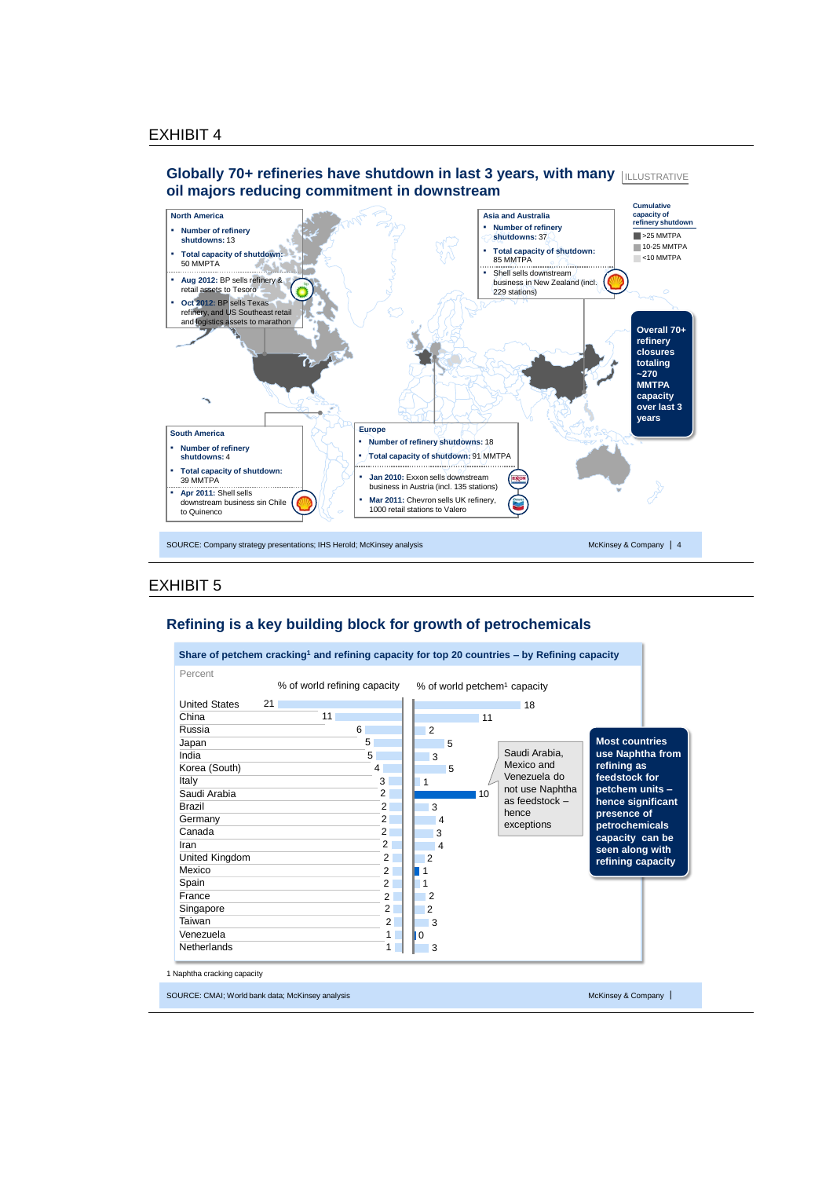## EXHIBIT 4

### Globally 70+ refineries have shutdown in last 3 years, with many oil majors reducing commitment in downstream

ILLUSTRATIVE

**North America**
- **Number of refinery shutdowns:** 13
- **Total capacity of shutdown:** 50 MMPTA
- **Aug 2012:** BP sells refinery & retail assets to Tesoro
- **Oct 2012:** BP sells Texas refinery, and US Southeast retail and logistics assets to marathon

**Asia and Australia**
- **Number of refinery shutdowns:** 37
- **Total capacity of shutdown:** 85 MMTPA
- Shell sells downstream business in New Zealand (incl. 229 stations)

**Cumulative capacity of refinery shutdown**
- >25 MMTPA
- 10-25 MMTPA
- <10 MMTPA

**Overall 70+ refinery closures totaling ~270 MMTPA capacity over last 3 years**

**South America**
- **Number of refinery shutdowns:** 4
- **Total capacity of shutdown:** 39 MMPTA
- **Apr 2011:** Shell sells downstream business sin Chile to Quinenco

**Europe**
- **Number of refinery shutdowns:** 18
- **Total capacity of shutdown:** 91 MMTPA
- **Jan 2010:** Exxon sells downstream business in Austria (incl. 135 stations)
- **Mar 2011:** Chevron sells UK refinery, 1000 retail stations to Valero

SOURCE: Company strategy presentations; IHS Herold; McKinsey analysis

## EXHIBIT 5

### Refining is a key building block for growth of petrochemicals

**Share of petchem cracking[1] and refining capacity for top 20 countries – by Refining capacity**

Percent

| Country | % of world refining capacity | % of world petchem[1] capacity |
|---|---|---|
| United States | 21 | 18 |
| China | 11 | 11 |
| Russia | 6 | 2 |
| Japan | 5 | 5 |
| India | 5 | 3 |
| Korea (South) | 4 | 5 |
| Italy | 3 | 1 |
| Saudi Arabia | 2 | 10 |
| Brazil | 2 | 3 |
| Germany | 2 | 4 |
| Canada | 2 | 3 |
| Iran | 2 | 4 |
| United Kingdom | 2 | 2 |
| Mexico | 2 | 1 |
| Spain | 2 | 1 |
| France | 2 | 2 |
| Singapore | 2 | 2 |
| Taiwan | 2 | 3 |
| Venezuela | 1 | 0 |
| Netherlands | 1 | 3 |

Saudi Arabia, Mexico and Venezuela do not use Naphtha as feedstock – hence exceptions

**Most countries use Naphtha from refining as feedstock for petchem units – hence significant presence of petrochemicals capacity can be seen along with refining capacity**

1 Naphtha cracking capacity

SOURCE: CMAI; World bank data; McKinsey analysis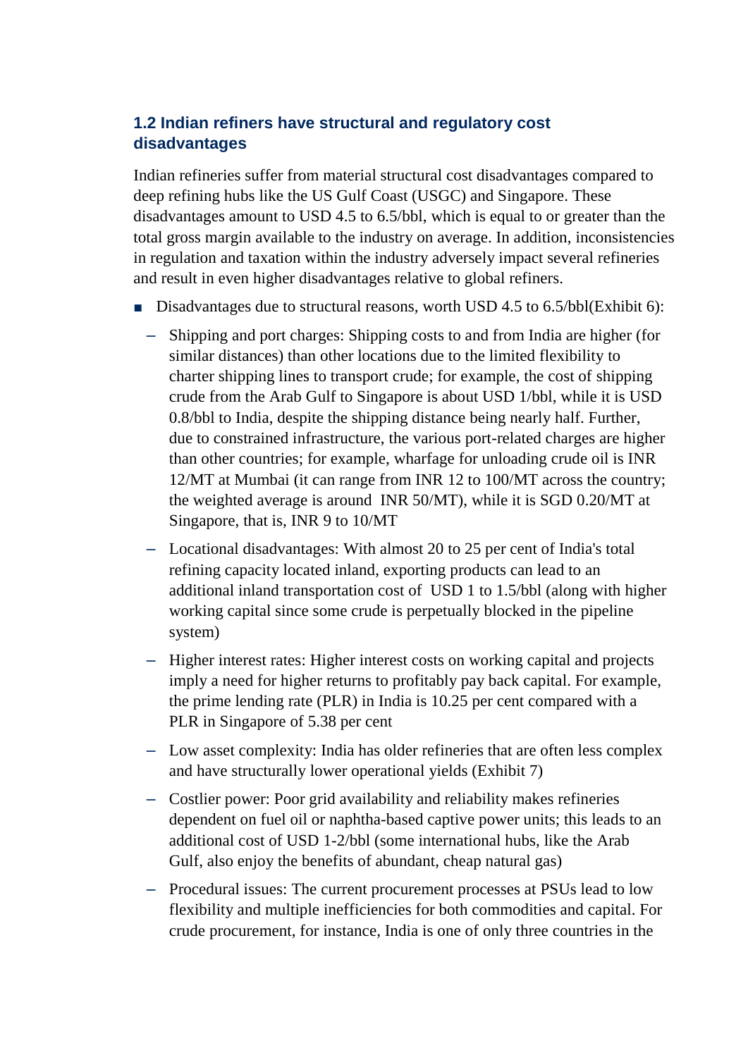### 1.2 Indian refiners have structural and regulatory cost disadvantages

Indian refineries suffer from material structural cost disadvantages compared to deep refining hubs like the US Gulf Coast (USGC) and Singapore. These disadvantages amount to USD 4.5 to 6.5/bbl, which is equal to or greater than the total gross margin available to the industry on average. In addition, inconsistencies in regulation and taxation within the industry adversely impact several refineries and result in even higher disadvantages relative to global refiners.

- Disadvantages due to structural reasons, worth USD 4.5 to 6.5/bbl(Exhibit 6):
  - Shipping and port charges: Shipping costs to and from India are higher (for similar distances) than other locations due to the limited flexibility to charter shipping lines to transport crude; for example, the cost of shipping crude from the Arab Gulf to Singapore is about USD 1/bbl, while it is USD 0.8/bbl to India, despite the shipping distance being nearly half. Further, due to constrained infrastructure, the various port-related charges are higher than other countries; for example, wharfage for unloading crude oil is INR 12/MT at Mumbai (it can range from INR 12 to 100/MT across the country; the weighted average is around INR 50/MT), while it is SGD 0.20/MT at Singapore, that is, INR 9 to 10/MT
  - Locational disadvantages: With almost 20 to 25 per cent of India's total refining capacity located inland, exporting products can lead to an additional inland transportation cost of USD 1 to 1.5/bbl (along with higher working capital since some crude is perpetually blocked in the pipeline system)
  - Higher interest rates: Higher interest costs on working capital and projects imply a need for higher returns to profitably pay back capital. For example, the prime lending rate (PLR) in India is 10.25 per cent compared with a PLR in Singapore of 5.38 per cent
  - Low asset complexity: India has older refineries that are often less complex and have structurally lower operational yields (Exhibit 7)
  - Costlier power: Poor grid availability and reliability makes refineries dependent on fuel oil or naphtha-based captive power units; this leads to an additional cost of USD 1-2/bbl (some international hubs, like the Arab Gulf, also enjoy the benefits of abundant, cheap natural gas)
  - Procedural issues: The current procurement processes at PSUs lead to low flexibility and multiple inefficiencies for both commodities and capital. For crude procurement, for instance, India is one of only three countries in the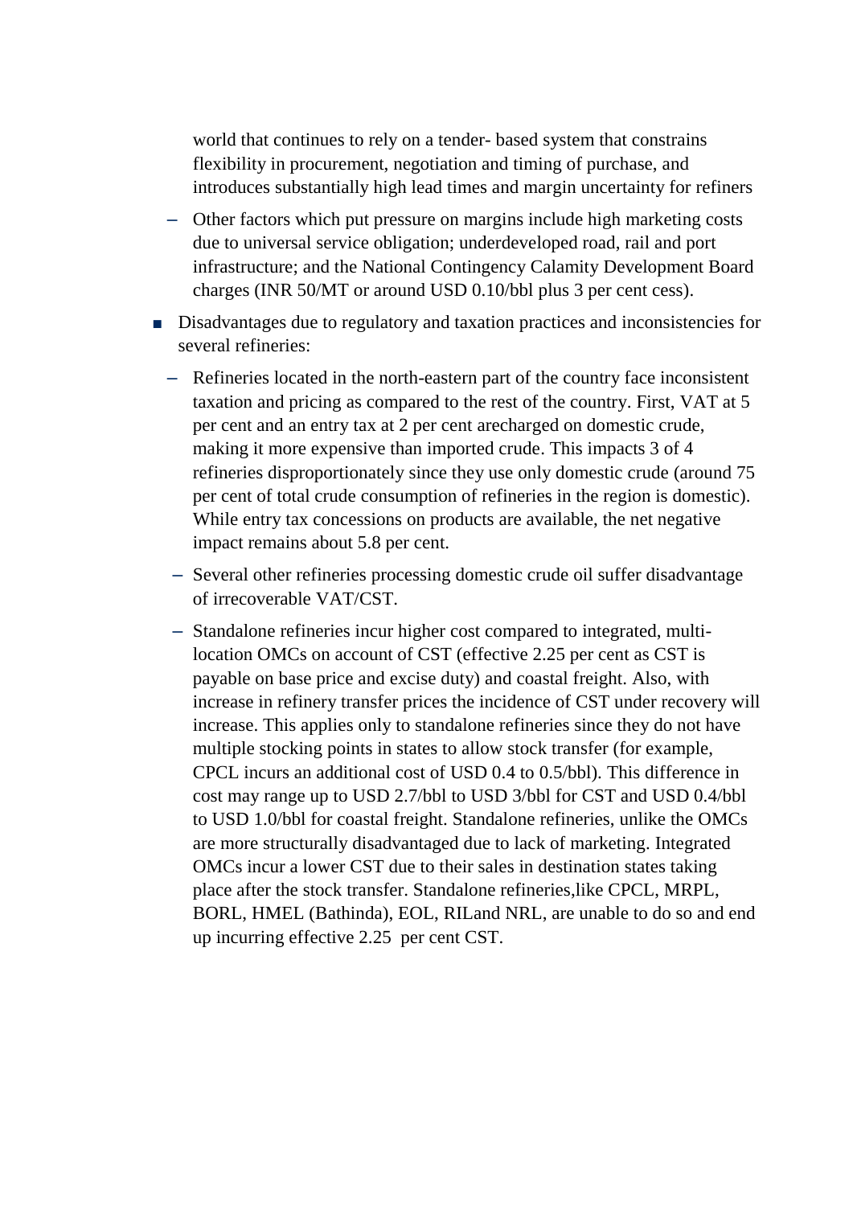world that continues to rely on a tender- based system that constrains flexibility in procurement, negotiation and timing of purchase, and introduces substantially high lead times and margin uncertainty for refiners

  - Other factors which put pressure on margins include high marketing costs due to universal service obligation; underdeveloped road, rail and port infrastructure; and the National Contingency Calamity Development Board charges (INR 50/MT or around USD 0.10/bbl plus 3 per cent cess).

- Disadvantages due to regulatory and taxation practices and inconsistencies for several refineries:
  - Refineries located in the north-eastern part of the country face inconsistent taxation and pricing as compared to the rest of the country. First, VAT at 5 per cent and an entry tax at 2 per cent arecharged on domestic crude, making it more expensive than imported crude. This impacts 3 of 4 refineries disproportionately since they use only domestic crude (around 75 per cent of total crude consumption of refineries in the region is domestic). While entry tax concessions on products are available, the net negative impact remains about 5.8 per cent.
  - Several other refineries processing domestic crude oil suffer disadvantage of irrecoverable VAT/CST.
  - Standalone refineries incur higher cost compared to integrated, multi-location OMCs on account of CST (effective 2.25 per cent as CST is payable on base price and excise duty) and coastal freight. Also, with increase in refinery transfer prices the incidence of CST under recovery will increase. This applies only to standalone refineries since they do not have multiple stocking points in states to allow stock transfer (for example, CPCL incurs an additional cost of USD 0.4 to 0.5/bbl). This difference in cost may range up to USD 2.7/bbl to USD 3/bbl for CST and USD 0.4/bbl to USD 1.0/bbl for coastal freight. Standalone refineries, unlike the OMCs are more structurally disadvantaged due to lack of marketing. Integrated OMCs incur a lower CST due to their sales in destination states taking place after the stock transfer. Standalone refineries,like CPCL, MRPL, BORL, HMEL (Bathinda), EOL, RILand NRL, are unable to do so and end up incurring effective 2.25 per cent CST.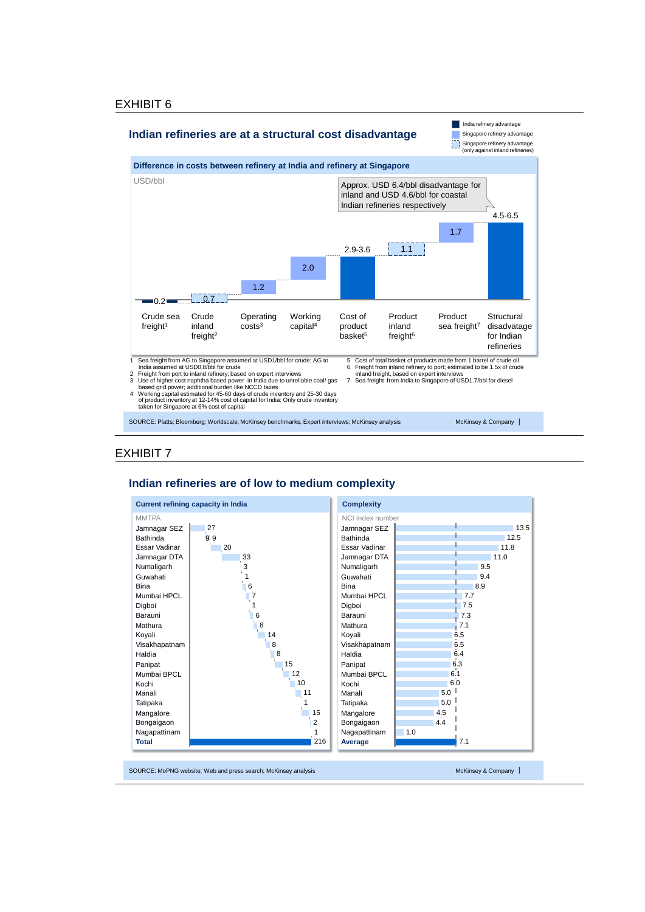## EXHIBIT 6

### Indian refineries are at a structural cost disadvantage

Legend: India refinery advantage; Singapore refinery advantage; Singapore refinery advantage (only against inland refineries)

**Difference in costs between refinery at India and refinery at Singapore**

USD/bbl

Approx. USD 6.4/bbl disadvantage for inland and USD 4.6/bbl for coastal Indian refineries respectively

| Component | Value (USD/bbl) |
|---|---|
| Crude sea freight[1] | 0.2 |
| Crude inland freight[2] | 0.7 |
| Operating costs[3] | 1.2 |
| Working capital[4] | 2.0 |
| Cost of product basket[5] | 2.9-3.6 |
| Product inland freight[6] | 1.1 |
| Product sea freight[7] | 1.7 |
| Structural disadvantage for Indian refineries | 4.5-6.5 |

1 Sea freight from AG to Singapore assumed at USD1/bbl for crude; AG to India assumed at USD0.8/bbl for crude
2 Freight from port to inland refinery; based on expert interviews
3 Use of higher cost naphtha based power in India due to unreliable coal/ gas based grid power; additional burden like NCCD taxes
4 Working capital estimated for 45-60 days of crude inventory and 25-30 days of product inventory at 12-14% cost of capital for India; Only crude inventory taken for Singapore at 6% cost of capital
5 Cost of total basket of products made from 1 barrel of crude oil
6 Freight from inland refinery to port; estimated to be 1.5x of crude inland freight, based on expert interviews
7 Sea freight from India to Singapore of USD1.7/bbl for diesel

SOURCE: Platts; Bloomberg; Worldscale; McKinsey benchmarks; Expert interviews; McKinsey analysis

## EXHIBIT 7

### Indian refineries are of low to medium complexity

| Refinery | Current refining capacity in India (MMTPA) | Complexity (NCI index number) |
|---|---|---|
| Jamnagar SEZ | 27 | 13.5 |
| Bathinda | 9 | 12.5 |
| Essar Vadinar | 20 | 11.8 |
| Jamnagar DTA | 33 | 11.0 |
| Numaligarh | 3 | 9.5 |
| Guwahati | 1 | 9.4 |
| Bina | 6 | 8.9 |
| Mumbai HPCL | 7 | 7.7 |
| Digboi | 1 | 7.5 |
| Barauni | 6 | 7.3 |
| Mathura | 8 | 7.1 |
| Koyali | 14 | 6.5 |
| Visakhapatnam | 8 | 6.5 |
| Haldia | 8 | 6.4 |
| Panipat | 15 | 6.3 |
| Mumbai BPCL | 12 | 6.1 |
| Kochi | 10 | 6.0 |
| Manali | 11 | 5.0 |
| Tatipaka | 1 | 5.0 |
| Mangalore | 15 | 4.5 |
| Bongaigaon | 2 | 4.4 |
| Nagapattinam | 1 | 1.0 |
| **Total / Average** | **216** | **7.1** |

SOURCE: MoPNG website; Web and press search; McKinsey analysis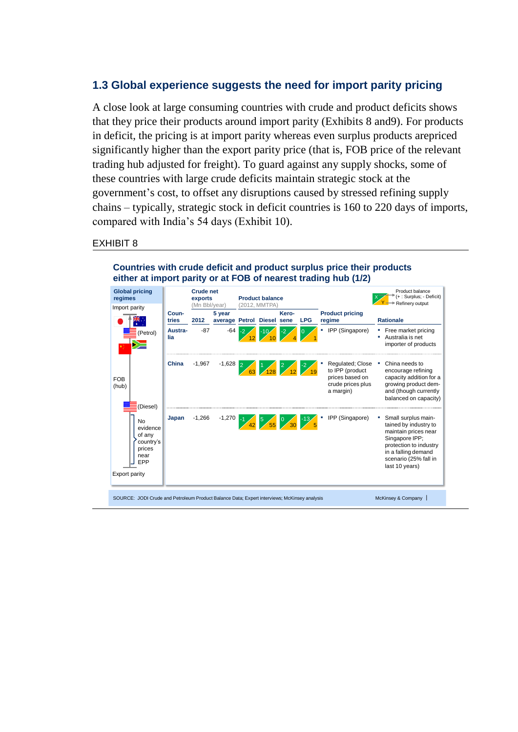## 1.3 Global experience suggests the need for import parity pricing

A close look at large consuming countries with crude and product deficits shows that they price their products around import parity (Exhibits 8 and9). For products in deficit, the pricing is at import parity whereas even surplus products arepriced significantly higher than the export parity price (that is, FOB price of the relevant trading hub adjusted for freight). To guard against any supply shocks, some of these countries with large crude deficits maintain strategic stock at the government's cost, to offset any disruptions caused by stressed refining supply chains – typically, strategic stock in deficit countries is 160 to 220 days of imports, compared with India's 54 days (Exhibit 10).

EXHIBIT 8

**Countries with crude deficit and product surplus price their products either at import parity or at FOB of nearest trading hub (1/2)**

**Global pricing regimes**

Import parity
- (Petrol)
- FOB (hub)
- (Diesel)
- No evidence of any country's prices near EPP

Export parity

Product balance: X (+ : Surplus; - Deficit); Y Refinery output

| Countries | Crude net exports (Mn Bbl/year) 2012 | 5 year average | Product balance (2012, MMTPA) Petrol | Diesel | Kerosene | LPG | Product pricing regime | Rationale |
|---|---|---|---|---|---|---|---|---|
| Australia | -87 | -64 | -2 / 12 | -10 / 10 | -2 / 4 | 0 / 1 | IPP (Singapore) | Free market pricing; Australia is net importer of products |
| China | -1,967 | -1,628 | 2 / 63 | 1 / 128 | 2 / 12 | -2 / 19 | Regulated; Close to IPP (product prices based on crude prices plus a margin) | China needs to encourage refining capacity addition for a growing product demand and (though currently balanced on capacity) |
| Japan | -1,266 | -1,270 | -1 / 42 | 5 / 55 | 0 / 30 | -13 / 5 | IPP (Singapore) | Small surplus maintained by industry to maintain prices near Singapore IPP; protection to industry in a falling demand scenario (25% fall in last 10 years) |

SOURCE: JODI Crude and Petroleum Product Balance Data; Expert interviews; McKinsey analysis

McKinsey & Company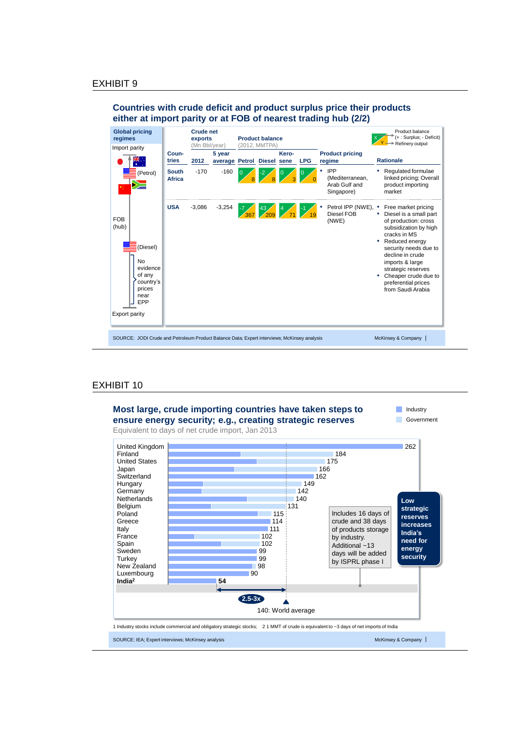## EXHIBIT 9

### Countries with crude deficit and product surplus price their products either at import parity or at FOB of nearest trading hub (2/2)

Global pricing regimes: Import parity → FOB (hub) → Export parity

- Import parity: Japan, Australia, USA (Petrol), China, South Africa
- FOB (hub): USA (Diesel)
- No evidence of any country's prices near EPP
- Export parity

Product balance: X (+ : Surplus; - Deficit), Y = Refinery output

| Countries | Crude net exports (Mn Bbl/year) 2012 | 5 year average | Product balance (2012, MMTPA) Petrol | Diesel | Kerosene | LPG | Product pricing regime | Rationale |
|---|---|---|---|---|---|---|---|---|
| South Africa | -170 | -160 | 0 / 8 | -2 / 8 | 0 / 3 | 0 / 0 | IPP (Mediterranean, Arab Gulf and Singapore) | Regulated formulae linked pricing; Overall product importing market |
| USA | -3,086 | -3,254 | -7 / 367 | 43 / 209 | 4 / 71 | -1 / 19 | Petrol IPP (NWE), Diesel FOB (NWE) | Free market pricing; Diesel is a small part of production: cross subsidization by high cracks in MS; Reduced energy security needs due to decline in crude imports & large strategic reserves; Cheaper crude due to preferential prices from Saudi Arabia |

SOURCE: JODI Crude and Petroleum Product Balance Data; Expert interviews; McKinsey analysis

## EXHIBIT 10

### Most large, crude importing countries have taken steps to ensure energy security; e.g., creating strategic reserves

Equivalent to days of net crude import, Jan 2013 (Industry; Government)

| Country | Days |
|---|---|
| United Kingdom | 262 |
| Finland | 184 |
| United States | 175 |
| Japan | 166 |
| Switzerland | 162 |
| Hungary | 149 |
| Germany | 142 |
| Netherlands | 140 |
| Belgium | 131 |
| Poland | 115 |
| Greece | 114 |
| Italy | 111 |
| France | 102 |
| Spain | 102 |
| Sweden | 99 |
| Turkey | 99 |
| New Zealand | 98 |
| Luxembourg | 90 |
| **India[2]** | **54** |

140: World average; 2.5-3x

Includes 16 days of crude and 38 days of products storage by industry. Additional ~13 days will be added by ISPRL phase I

**Low strategic reserves increases India's need for energy security**

1 Industry stocks include commercial and obligatory strategic stocks; 2 1 MMT of crude is equivalent to ~3 days of net imports of India

SOURCE: IEA; Expert interviews; McKinsey analysis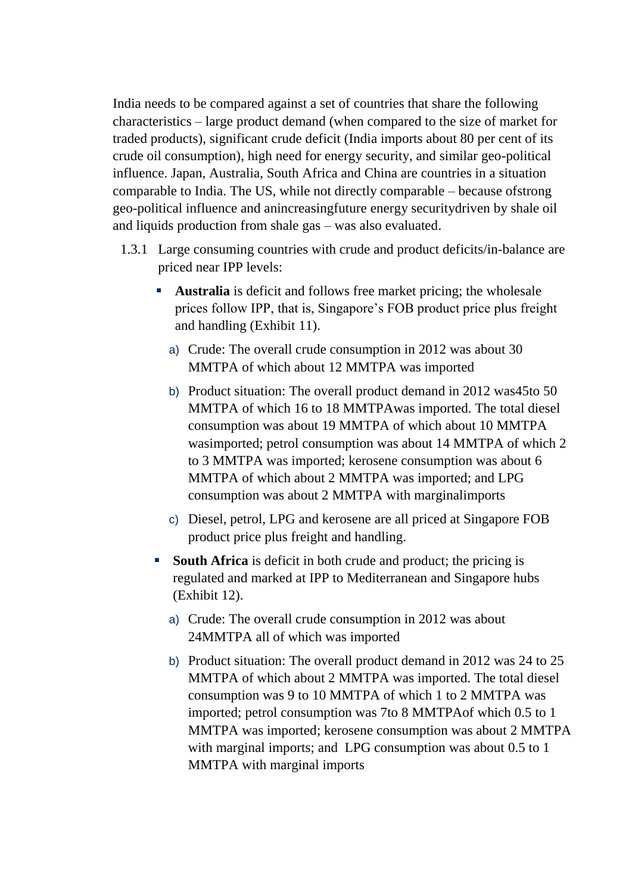India needs to be compared against a set of countries that share the following characteristics – large product demand (when compared to the size of market for traded products), significant crude deficit (India imports about 80 per cent of its crude oil consumption), high need for energy security, and similar geo-political influence. Japan, Australia, South Africa and China are countries in a situation comparable to India. The US, while not directly comparable – because ofstrong geo-political influence and anincreasingfuture energy securitydriven by shale oil and liquids production from shale gas – was also evaluated.

1.3.1 Large consuming countries with crude and product deficits/in-balance are priced near IPP levels:

- **Australia** is deficit and follows free market pricing; the wholesale prices follow IPP, that is, Singapore's FOB product price plus freight and handling (Exhibit 11).
  a) Crude: The overall crude consumption in 2012 was about 30 MMTPA of which about 12 MMTPA was imported
  b) Product situation: The overall product demand in 2012 was45to 50 MMTPA of which 16 to 18 MMTPAwas imported. The total diesel consumption was about 19 MMTPA of which about 10 MMTPA wasimported; petrol consumption was about 14 MMTPA of which 2 to 3 MMTPA was imported; kerosene consumption was about 6 MMTPA of which about 2 MMTPA was imported; and LPG consumption was about 2 MMTPA with marginalimports
  c) Diesel, petrol, LPG and kerosene are all priced at Singapore FOB product price plus freight and handling.
- **South Africa** is deficit in both crude and product; the pricing is regulated and marked at IPP to Mediterranean and Singapore hubs (Exhibit 12).
  a) Crude: The overall crude consumption in 2012 was about 24MMTPA all of which was imported
  b) Product situation: The overall product demand in 2012 was 24 to 25 MMTPA of which about 2 MMTPA was imported. The total diesel consumption was 9 to 10 MMTPA of which 1 to 2 MMTPA was imported; petrol consumption was 7to 8 MMTPAof which 0.5 to 1 MMTPA was imported; kerosene consumption was about 2 MMTPA with marginal imports; and LPG consumption was about 0.5 to 1 MMTPA with marginal imports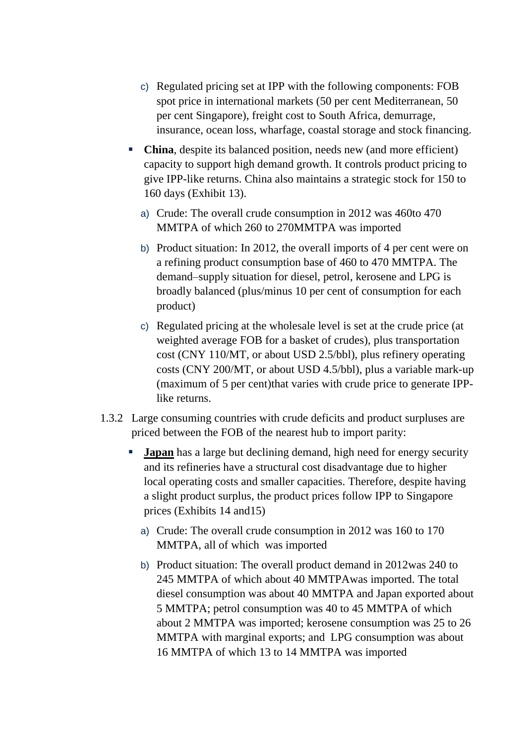c) Regulated pricing set at IPP with the following components: FOB spot price in international markets (50 per cent Mediterranean, 50 per cent Singapore), freight cost to South Africa, demurrage, insurance, ocean loss, wharfage, coastal storage and stock financing.

- **China**, despite its balanced position, needs new (and more efficient) capacity to support high demand growth. It controls product pricing to give IPP-like returns. China also maintains a strategic stock for 150 to 160 days (Exhibit 13).

   a) Crude: The overall crude consumption in 2012 was 460to 470 MMTPA of which 260 to 270MMTPA was imported

   b) Product situation: In 2012, the overall imports of 4 per cent were on a refining product consumption base of 460 to 470 MMTPA. The demand–supply situation for diesel, petrol, kerosene and LPG is broadly balanced (plus/minus 10 per cent of consumption for each product)

   c) Regulated pricing at the wholesale level is set at the crude price (at weighted average FOB for a basket of crudes), plus transportation cost (CNY 110/MT, or about USD 2.5/bbl), plus refinery operating costs (CNY 200/MT, or about USD 4.5/bbl), plus a variable mark-up (maximum of 5 per cent)that varies with crude price to generate IPP-like returns.

1.3.2 Large consuming countries with crude deficits and product surpluses are priced between the FOB of the nearest hub to import parity:

- **Japan** has a large but declining demand, high need for energy security and its refineries have a structural cost disadvantage due to higher local operating costs and smaller capacities. Therefore, despite having a slight product surplus, the product prices follow IPP to Singapore prices (Exhibits 14 and15)

   a) Crude: The overall crude consumption in 2012 was 160 to 170 MMTPA, all of which was imported

   b) Product situation: The overall product demand in 2012was 240 to 245 MMTPA of which about 40 MMTPAwas imported. The total diesel consumption was about 40 MMTPA and Japan exported about 5 MMTPA; petrol consumption was 40 to 45 MMTPA of which about 2 MMTPA was imported; kerosene consumption was 25 to 26 MMTPA with marginal exports; and LPG consumption was about 16 MMTPA of which 13 to 14 MMTPA was imported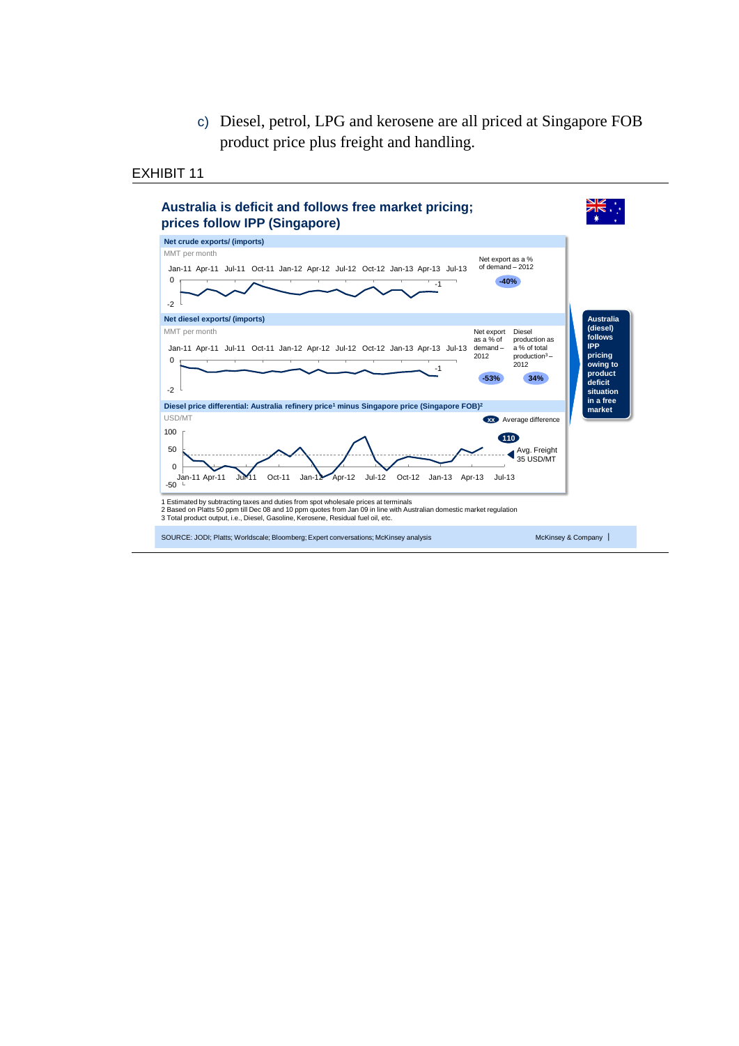c) Diesel, petrol, LPG and kerosene are all priced at Singapore FOB product price plus freight and handling.

EXHIBIT 11

**Australia is deficit and follows free market pricing; prices follow IPP (Singapore)**

**Net crude exports/ (imports)**

MMT per month

Net export as a % of demand – 2012: -40%

**Net diesel exports/ (imports)**

MMT per month

Net export as a % of demand – 2012: -53%

Diesel production as a % of total production[3] – 2012: 34%

**Diesel price differential: Australia refinery price[1] minus Singapore price (Singapore FOB)[2]**

USD/MT

Average difference: 110

Avg. Freight 35 USD/MT

Australia (diesel) follows IPP pricing owing to product deficit situation in a free market

1 Estimated by subtracting taxes and duties from spot wholesale prices at terminals
2 Based on Platts 50 ppm till Dec 08 and 10 ppm quotes from Jan 09 in line with Australian domestic market regulation
3 Total product output, i.e., Diesel, Gasoline, Kerosene, Residual fuel oil, etc.

SOURCE: JODI; Platts; Worldscale; Bloomberg; Expert conversations; McKinsey analysis

McKinsey & Company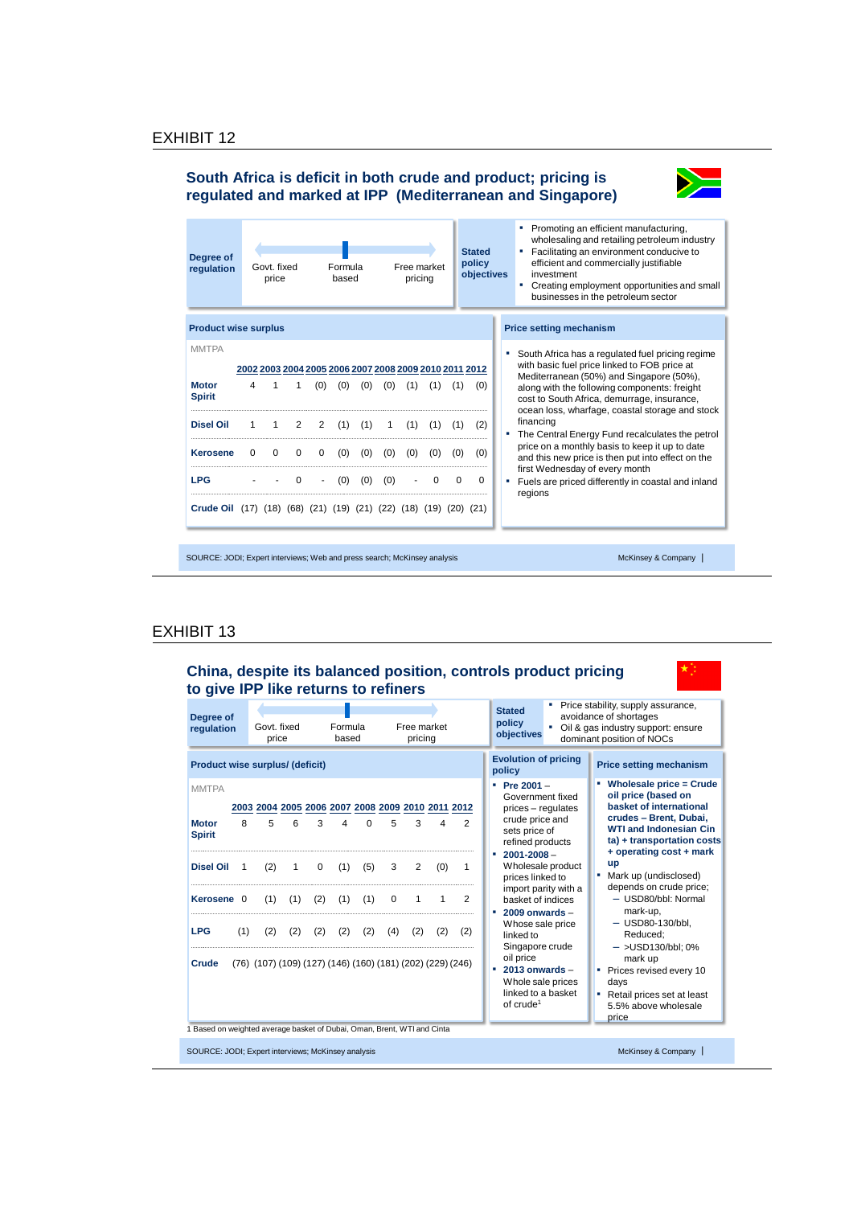## EXHIBIT 12

### South Africa is deficit in both crude and product; pricing is regulated and marked at IPP (Mediterranean and Singapore)

**Degree of regulation**: Govt. fixed price — Formula based — Free market pricing

**Stated policy objectives**

- Promoting an efficient manufacturing, wholesaling and retailing petroleum industry
- Facilitating an environment conducive to efficient and commercially justifiable investment
- Creating employment opportunities and small businesses in the petroleum sector

**Product wise surplus**

MMTPA

| | 2002 | 2003 | 2004 | 2005 | 2006 | 2007 | 2008 | 2009 | 2010 | 2011 | 2012 |
|---|---|---|---|---|---|---|---|---|---|---|---|
| **Motor Spirit** | 4 | 1 | 1 | (0) | (0) | (0) | (0) | (1) | (1) | (1) | (0) |
| **Disel Oil** | 1 | 1 | 2 | 2 | (1) | (1) | 1 | (1) | (1) | (1) | (2) |
| **Kerosene** | 0 | 0 | 0 | 0 | (0) | (0) | (0) | (0) | (0) | (0) | (0) |
| **LPG** | - | - | 0 | - | (0) | (0) | (0) | - | 0 | 0 | 0 |
| **Crude Oil** | (17) | (18) | (68) | (21) | (19) | (21) | (22) | (18) | (19) | (20) | (21) |

**Price setting mechanism**

- South Africa has a regulated fuel pricing regime with basic fuel price linked to FOB price at Mediterranean (50%) and Singapore (50%), along with the following components: freight cost to South Africa, demurrage, insurance, ocean loss, wharfage, coastal storage and stock financing
- The Central Energy Fund recalculates the petrol price on a monthly basis to keep it up to date and this new price is then put into effect on the first Wednesday of every month
- Fuels are priced differently in coastal and inland regions

SOURCE: JODI; Expert interviews; Web and press search; McKinsey analysis

## EXHIBIT 13

### China, despite its balanced position, controls product pricing to give IPP like returns to refiners

**Degree of regulation**: Govt. fixed price — Formula based — Free market pricing

**Stated policy objectives**

- Price stability, supply assurance, avoidance of shortages
- Oil & gas industry support: ensure dominant position of NOCs

**Product wise surplus/ (deficit)**

MMTPA

| | 2003 | 2004 | 2005 | 2006 | 2007 | 2008 | 2009 | 2010 | 2011 | 2012 |
|---|---|---|---|---|---|---|---|---|---|---|
| **Motor Spirit** | 8 | 5 | 6 | 3 | 4 | 0 | 5 | 3 | 4 | 2 |
| **Disel Oil** | 1 | (2) | 1 | 0 | (1) | (5) | 3 | 2 | (0) | 1 |
| **Kerosene** | 0 | (1) | (1) | (2) | (1) | (1) | 0 | 1 | 1 | 2 |
| **LPG** | (1) | (2) | (2) | (2) | (2) | (2) | (4) | (2) | (2) | (2) |
| **Crude** | (76) | (107) | (109) | (127) | (146) | (160) | (181) | (202) | (229) | (246) |

**Evolution of pricing policy**

- **Pre 2001** – Government fixed prices – regulates crude price and sets price of refined products
- **2001-2008** – Wholesale product prices linked to import parity with a basket of indices
- **2009 onwards** – Whose sale price linked to Singapore crude oil price
- **2013 onwards** – Whole sale prices linked to a basket of crude[1]

**Price setting mechanism**

- **Wholesale price = Crude oil price (based on basket of international crudes – Brent, Dubai, WTI and Indonesian Cin ta) + transportation costs + operating cost + mark up**
- Mark up (undisclosed) depends on crude price;
  - USD80/bbl: Normal mark-up,
  - USD80-130/bbl, Reduced;
  - >USD130/bbl; 0% mark up
- Prices revised every 10 days
- Retail prices set at least 5.5% above wholesale price

1 Based on weighted average basket of Dubai, Oman, Brent, WTI and Cinta

SOURCE: JODI; Expert interviews; McKinsey analysis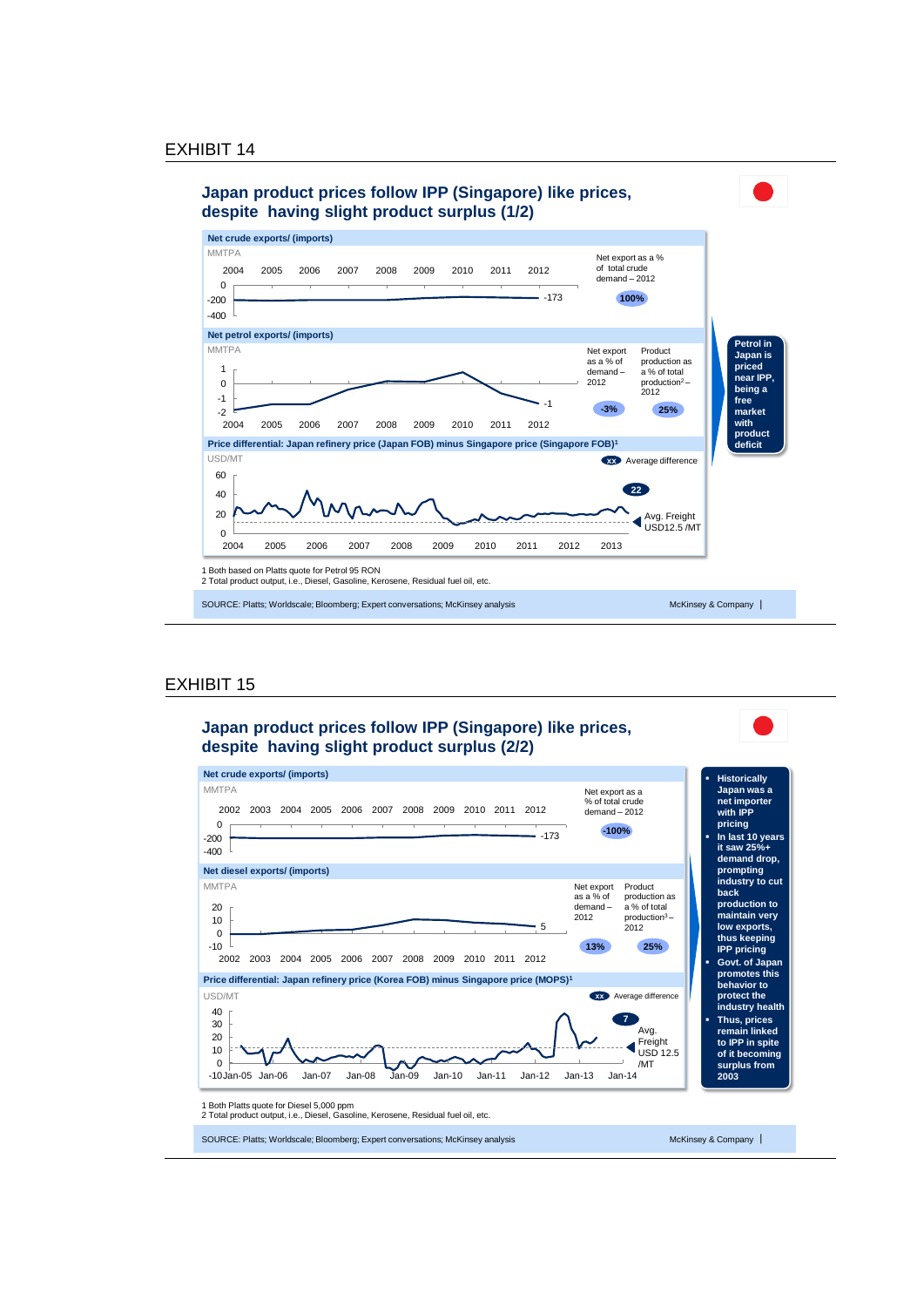## EXHIBIT 14

### Japan product prices follow IPP (Singapore) like prices, despite having slight product surplus (1/2)

**Net crude exports/ (imports)**

MMTPA

2004 2005 2006 2007 2008 2009 2010 2011 2012

0
-200
-400

-173

Net export as a % of total crude demand – 2012

100%

**Net petrol exports/ (imports)**

MMTPA

1
0
-1
-2

2004 2005 2006 2007 2008 2009 2010 2011 2012

-1

Net export as a % of demand – 2012

-3%

Product production as a % of total production[2] – 2012

25%

**Price differential: Japan refinery price (Japan FOB) minus Singapore price (Singapore FOB)[1]**

USD/MT

60
40
20
0

2004 2005 2006 2007 2008 2009 2010 2011 2012 2013

xx Average difference

22

Avg. Freight USD12.5 /MT

**Petrol in Japan is priced near IPP, being a free market with product deficit**

1 Both based on Platts quote for Petrol 95 RON
2 Total product output, i.e., Diesel, Gasoline, Kerosene, Residual fuel oil, etc.

SOURCE: Platts; Worldscale; Bloomberg; Expert conversations; McKinsey analysis

McKinsey & Company

## EXHIBIT 15

### Japan product prices follow IPP (Singapore) like prices, despite having slight product surplus (2/2)

**Net crude exports/ (imports)**

MMTPA

2002 2003 2004 2005 2006 2007 2008 2009 2010 2011 2012

0
-200
-400

-173

Net export as a % of total crude demand – 2012

-100%

**Net diesel exports/ (imports)**

MMTPA

20
10
0
-10

2002 2003 2004 2005 2006 2007 2008 2009 2010 2011 2012

5

Net export as a % of demand – 2012

13%

Product production as a % of total production[3] – 2012

25%

**Price differential: Japan refinery price (Korea FOB) minus Singapore price (MOPS)[1]**

USD/MT

40
30
20
10
0
-10

Jan-05 Jan-06 Jan-07 Jan-08 Jan-09 Jan-10 Jan-11 Jan-12 Jan-13 Jan-14

xx Average difference

7

Avg. Freight USD 12.5 /MT

- **Historically Japan was a net importer with IPP pricing**
- **In last 10 years it saw 25%+ demand drop, prompting industry to cut back production to maintain very low exports, thus keeping IPP pricing**
- **Govt. of Japan promotes this behavior to protect the industry health**
- **Thus, prices remain linked to IPP in spite of it becoming surplus from 2003**

1 Both Platts quote for Diesel 5,000 ppm
2 Total product output, i.e., Diesel, Gasoline, Kerosene, Residual fuel oil, etc.

SOURCE: Platts; Worldscale; Bloomberg; Expert conversations; McKinsey analysis

McKinsey & Company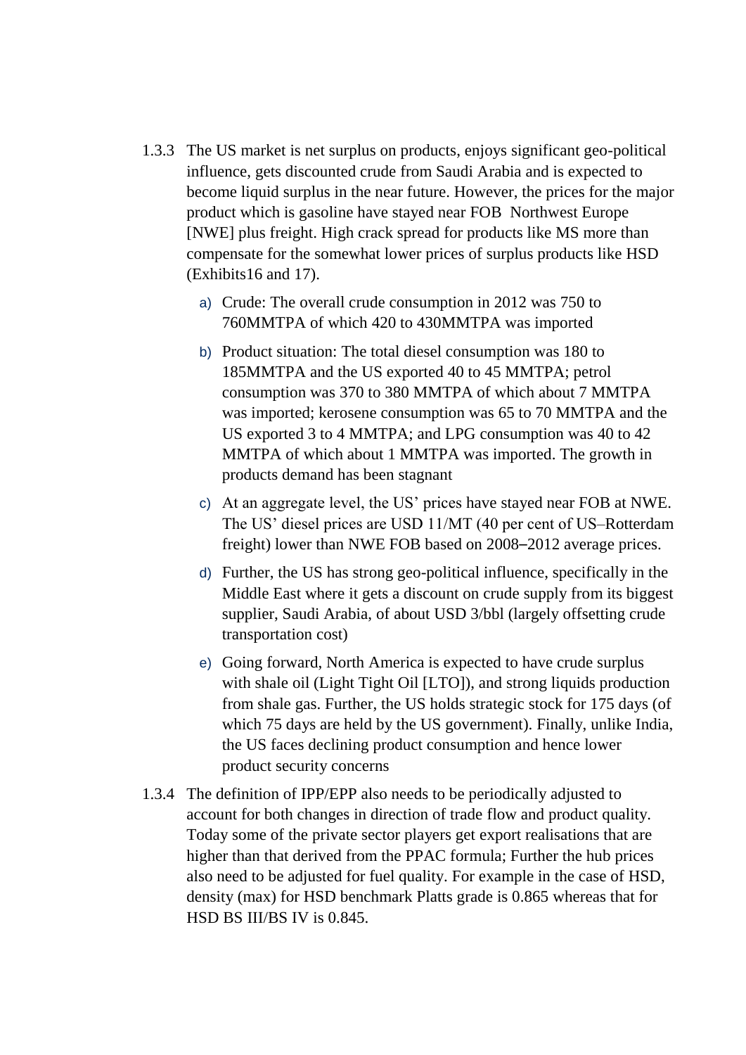1.3.3 The US market is net surplus on products, enjoys significant geo-political influence, gets discounted crude from Saudi Arabia and is expected to become liquid surplus in the near future. However, the prices for the major product which is gasoline have stayed near FOB Northwest Europe [NWE] plus freight. High crack spread for products like MS more than compensate for the somewhat lower prices of surplus products like HSD (Exhibits16 and 17).

a) Crude: The overall crude consumption in 2012 was 750 to 760MMTPA of which 420 to 430MMTPA was imported

b) Product situation: The total diesel consumption was 180 to 185MMTPA and the US exported 40 to 45 MMTPA; petrol consumption was 370 to 380 MMTPA of which about 7 MMTPA was imported; kerosene consumption was 65 to 70 MMTPA and the US exported 3 to 4 MMTPA; and LPG consumption was 40 to 42 MMTPA of which about 1 MMTPA was imported. The growth in products demand has been stagnant

c) At an aggregate level, the US' prices have stayed near FOB at NWE. The US' diesel prices are USD 11/MT (40 per cent of US–Rotterdam freight) lower than NWE FOB based on 2008–2012 average prices.

d) Further, the US has strong geo-political influence, specifically in the Middle East where it gets a discount on crude supply from its biggest supplier, Saudi Arabia, of about USD 3/bbl (largely offsetting crude transportation cost)

e) Going forward, North America is expected to have crude surplus with shale oil (Light Tight Oil [LTO]), and strong liquids production from shale gas. Further, the US holds strategic stock for 175 days (of which 75 days are held by the US government). Finally, unlike India, the US faces declining product consumption and hence lower product security concerns

1.3.4 The definition of IPP/EPP also needs to be periodically adjusted to account for both changes in direction of trade flow and product quality. Today some of the private sector players get export realisations that are higher than that derived from the PPAC formula; Further the hub prices also need to be adjusted for fuel quality. For example in the case of HSD, density (max) for HSD benchmark Platts grade is 0.865 whereas that for HSD BS III/BS IV is 0.845.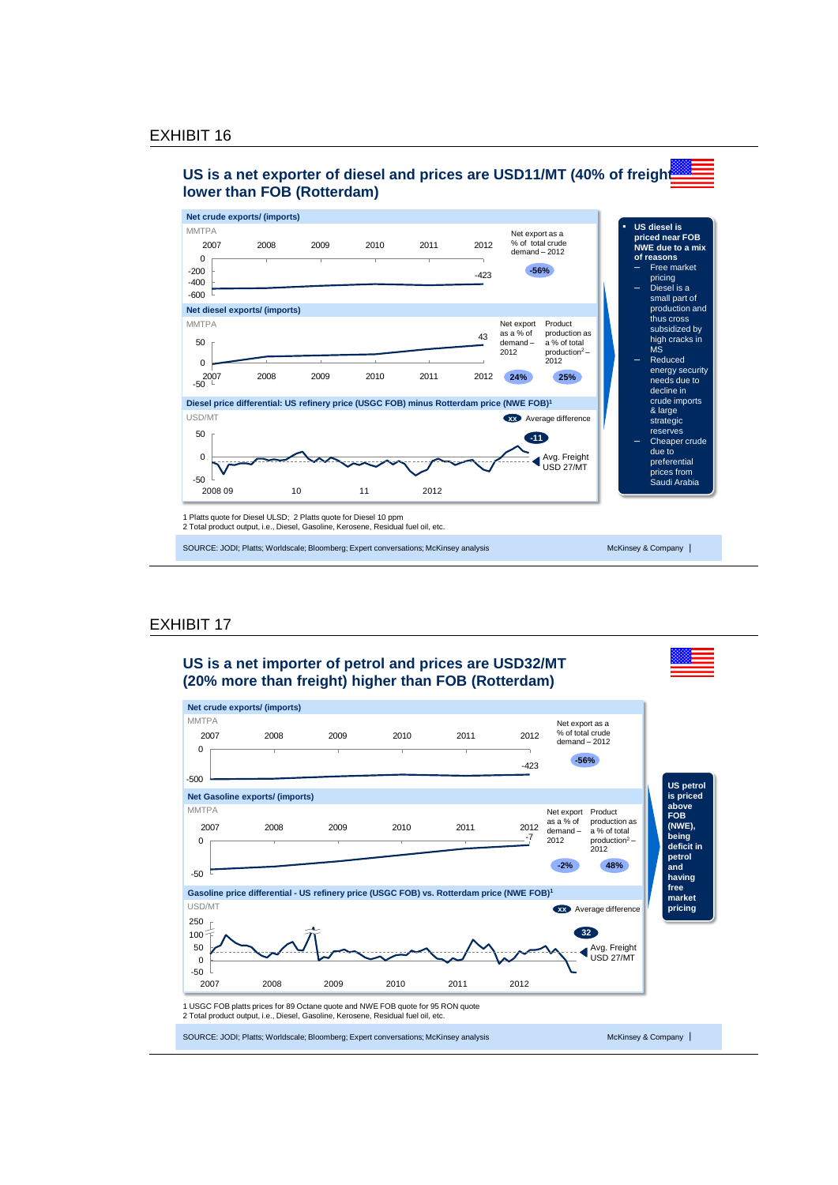## EXHIBIT 16

### US is a net exporter of diesel and prices are USD11/MT (40% of freight) lower than FOB (Rotterdam)

**Net crude exports/ (imports)**

MMTPA

2007 2008 2009 2010 2011 2012

0, -200, -400, -600

-423

Net export as a % of total crude demand – 2012: **-56%**

**Net diesel exports/ (imports)**

MMTPA

50, 0, -50

2007 2008 2009 2010 2011 2012

43

Net export as a % of demand – 2012: **24%**

Product production as a % of total production[2] – 2012: **25%**

**Diesel price differential: US refinery price (USGC FOB) minus Rotterdam price (NWE FOB)[1]**

USD/MT

50, 0, -50

2008 09 10 11 2012

xx Average difference

**-11**

Avg. Freight USD 27/MT

- **US diesel is priced near FOB NWE due to a mix of reasons**
  - Free market pricing
  - Diesel is a small part of production and thus cross subsidized by high cracks in MS
  - Reduced energy security needs due to decline in crude imports & large strategic reserves
  - Cheaper crude due to preferential prices from Saudi Arabia

1 Platts quote for Diesel ULSD; 2 Platts quote for Diesel 10 ppm
2 Total product output, i.e., Diesel, Gasoline, Kerosene, Residual fuel oil, etc.

SOURCE: JODI; Platts; Worldscale; Bloomberg; Expert conversations; McKinsey analysis

McKinsey & Company

## EXHIBIT 17

### US is a net importer of petrol and prices are USD32/MT (20% more than freight) higher than FOB (Rotterdam)

**Net crude exports/ (imports)**

MMTPA

2007 2008 2009 2010 2011 2012

0, -500

-423

Net export as a % of total crude demand – 2012: **-56%**

**Net Gasoline exports/ (imports)**

MMTPA

2007 2008 2009 2010 2011 2012

0, -50

-7

Net export as a % of demand – 2012: **-2%**

Product production as a % of total production[2] – 2012: **48%**

**Gasoline price differential - US refinery price (USGC FOB) vs. Rotterdam price (NWE FOB)[1]**

USD/MT

250, 100, 50, 0, -50

2007 2008 2009 2010 2011 2012

xx Average difference

**32**

Avg. Freight USD 27/MT

**US petrol is priced above FOB (NWE), being deficit in petrol and having free market pricing**

1 USGC FOB platts prices for 89 Octane quote and NWE FOB quote for 95 RON quote
2 Total product output, i.e., Diesel, Gasoline, Kerosene, Residual fuel oil, etc.

SOURCE: JODI; Platts; Worldscale; Bloomberg; Expert conversations; McKinsey analysis

McKinsey & Company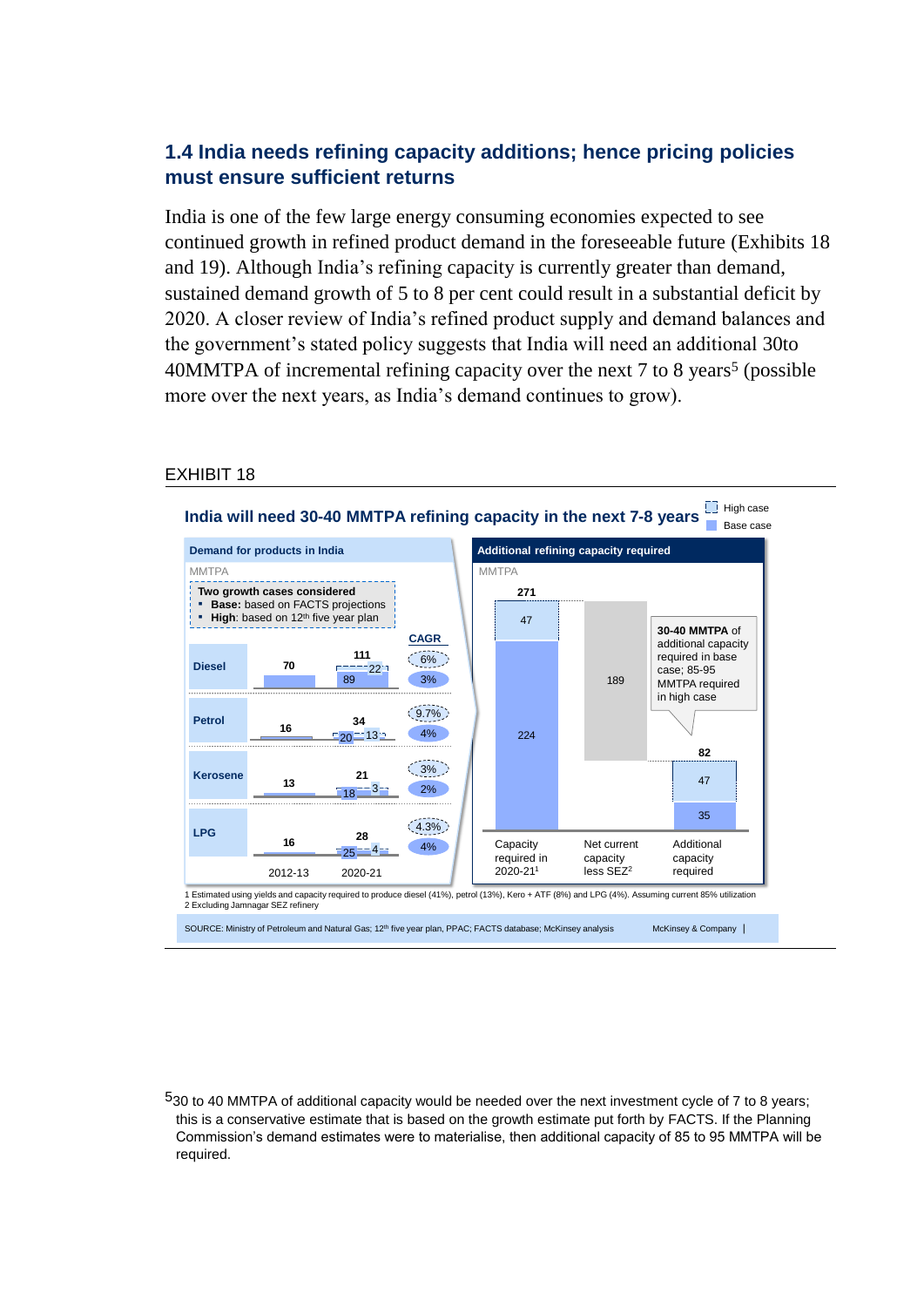## 1.4 India needs refining capacity additions; hence pricing policies must ensure sufficient returns

India is one of the few large energy consuming economies expected to see continued growth in refined product demand in the foreseeable future (Exhibits 18 and 19). Although India's refining capacity is currently greater than demand, sustained demand growth of 5 to 8 per cent could result in a substantial deficit by 2020. A closer review of India's refined product supply and demand balances and the government's stated policy suggests that India will need an additional 30to 40MMTPA of incremental refining capacity over the next 7 to 8 years[5] (possible more over the next years, as India's demand continues to grow).

EXHIBIT 18

**India will need 30-40 MMTPA refining capacity in the next 7-8 years**

Legend: High case; Base case

**Demand for products in India**

MMTPA

Two growth cases considered
- **Base:** based on FACTS projections
- **High**: based on 12th five year plan

| Product | 2012-13 | 2020-21 (Base) | 2020-21 (High increment) | 2020-21 (High total) | CAGR High | CAGR Base |
|---|---|---|---|---|---|---|
| Diesel | 70 | 89 | 22 | 111 | 6% | 3% |
| Petrol | 16 | 20 | 13 | 34 | 9.7% | 4% |
| Kerosene | 13 | 18 | 3 | 21 | 3% | 2% |
| LPG | 16 | 25 | 4 | 28 | 4.3% | 4% |

**Additional refining capacity required**

MMTPA

| | Base case | High case increment | Total |
|---|---|---|---|
| Capacity required in 2020-21[1] | 224 | 47 | 271 |
| Net current capacity less SEZ[2] | 189 | | 189 |
| Additional capacity required | 35 | 47 | 82 |

**30-40 MMTPA** of additional capacity required in base case; 85-95 MMTPA required in high case

1 Estimated using yields and capacity required to produce diesel (41%), petrol (13%), Kero + ATF (8%) and LPG (4%). Assuming current 85% utilization
2 Excluding Jamnagar SEZ refinery

SOURCE: Ministry of Petroleum and Natural Gas; 12th five year plan, PPAC; FACTS database; McKinsey analysis

McKinsey & Company

---

[5] 30 to 40 MMTPA of additional capacity would be needed over the next investment cycle of 7 to 8 years; this is a conservative estimate that is based on the growth estimate put forth by FACTS. If the Planning Commission's demand estimates were to materialise, then additional capacity of 85 to 95 MMTPA will be required.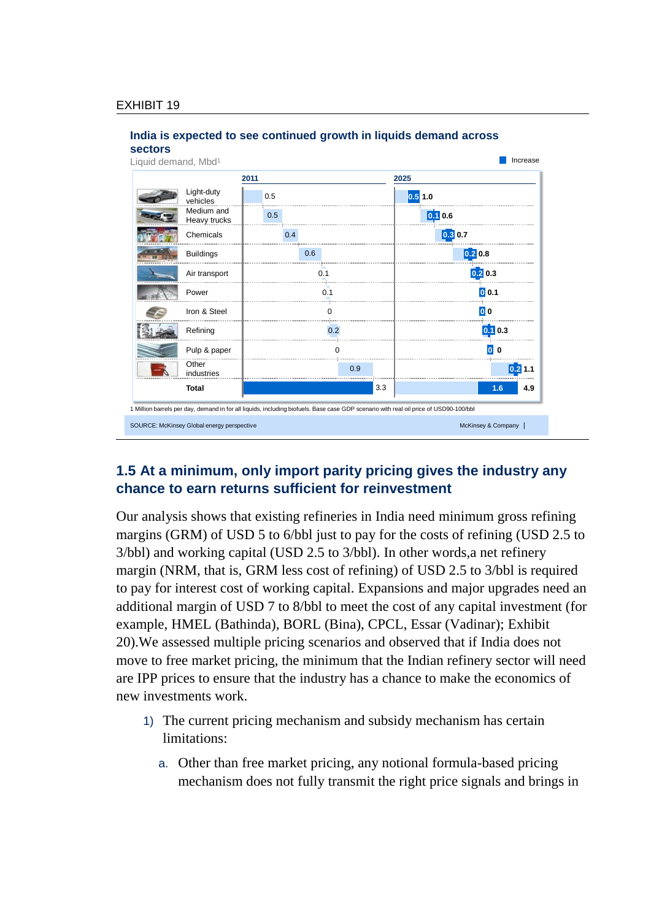EXHIBIT 19

**India is expected to see continued growth in liquids demand across sectors**

Liquid demand, Mbd[1]

| Sector | 2011 | 2025 Increase | 2025 |
|---|---|---|---|
| Light-duty vehicles | 0.5 | 0.5 | 1.0 |
| Medium and Heavy trucks | 0.5 | 0.1 | 0.6 |
| Chemicals | 0.4 | 0.3 | 0.7 |
| Buildings | 0.6 | 0.2 | 0.8 |
| Air transport | 0.1 | 0.2 | 0.3 |
| Power | 0.1 | 0 | 0.1 |
| Iron & Steel | 0 | 0 | 0 |
| Refining | 0.2 | 0.1 | 0.3 |
| Pulp & paper | 0 | 0 | 0 |
| Other industries | 0.9 | 0.2 | 1.1 |
| **Total** | 3.3 | 1.6 | 4.9 |

1 Million barrels per day, demand in for all liquids, including biofuels. Base case GDP scenario with real oil price of USD90-100/bbl

SOURCE: McKinsey Global energy perspective

McKinsey & Company

## 1.5 At a minimum, only import parity pricing gives the industry any chance to earn returns sufficient for reinvestment

Our analysis shows that existing refineries in India need minimum gross refining margins (GRM) of USD 5 to 6/bbl just to pay for the costs of refining (USD 2.5 to 3/bbl) and working capital (USD 2.5 to 3/bbl). In other words,a net refinery margin (NRM, that is, GRM less cost of refining) of USD 2.5 to 3/bbl is required to pay for interest cost of working capital. Expansions and major upgrades need an additional margin of USD 7 to 8/bbl to meet the cost of any capital investment (for example, HMEL (Bathinda), BORL (Bina), CPCL, Essar (Vadinar); Exhibit 20).We assessed multiple pricing scenarios and observed that if India does not move to free market pricing, the minimum that the Indian refinery sector will need are IPP prices to ensure that the industry has a chance to make the economics of new investments work.

1) The current pricing mechanism and subsidy mechanism has certain limitations:

   a. Other than free market pricing, any notional formula-based pricing mechanism does not fully transmit the right price signals and brings in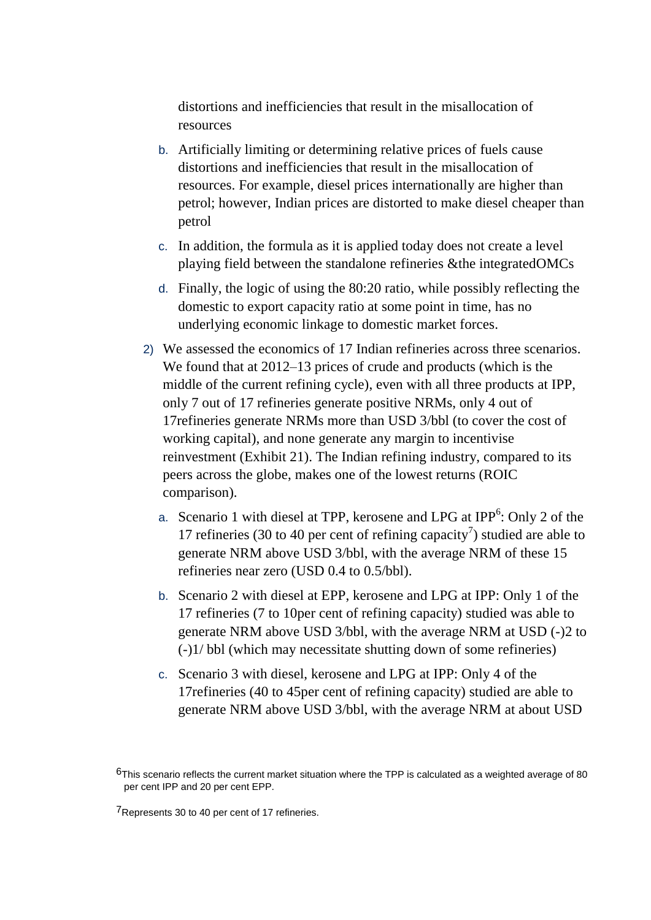distortions and inefficiencies that result in the misallocation of resources

b. Artificially limiting or determining relative prices of fuels cause distortions and inefficiencies that result in the misallocation of resources. For example, diesel prices internationally are higher than petrol; however, Indian prices are distorted to make diesel cheaper than petrol

c. In addition, the formula as it is applied today does not create a level playing field between the standalone refineries &the integratedOMCs

d. Finally, the logic of using the 80:20 ratio, while possibly reflecting the domestic to export capacity ratio at some point in time, has no underlying economic linkage to domestic market forces.

2) We assessed the economics of 17 Indian refineries across three scenarios. We found that at 2012–13 prices of crude and products (which is the middle of the current refining cycle), even with all three products at IPP, only 7 out of 17 refineries generate positive NRMs, only 4 out of 17refineries generate NRMs more than USD 3/bbl (to cover the cost of working capital), and none generate any margin to incentivise reinvestment (Exhibit 21). The Indian refining industry, compared to its peers across the globe, makes one of the lowest returns (ROIC comparison).

   a. Scenario 1 with diesel at TPP, kerosene and LPG at IPP[6]: Only 2 of the 17 refineries (30 to 40 per cent of refining capacity[7]) studied are able to generate NRM above USD 3/bbl, with the average NRM of these 15 refineries near zero (USD 0.4 to 0.5/bbl).

   b. Scenario 2 with diesel at EPP, kerosene and LPG at IPP: Only 1 of the 17 refineries (7 to 10per cent of refining capacity) studied was able to generate NRM above USD 3/bbl, with the average NRM at USD (-)2 to (-)1/ bbl (which may necessitate shutting down of some refineries)

   c. Scenario 3 with diesel, kerosene and LPG at IPP: Only 4 of the 17refineries (40 to 45per cent of refining capacity) studied are able to generate NRM above USD 3/bbl, with the average NRM at about USD

[6]This scenario reflects the current market situation where the TPP is calculated as a weighted average of 80 per cent IPP and 20 per cent EPP.

[7]Represents 30 to 40 per cent of 17 refineries.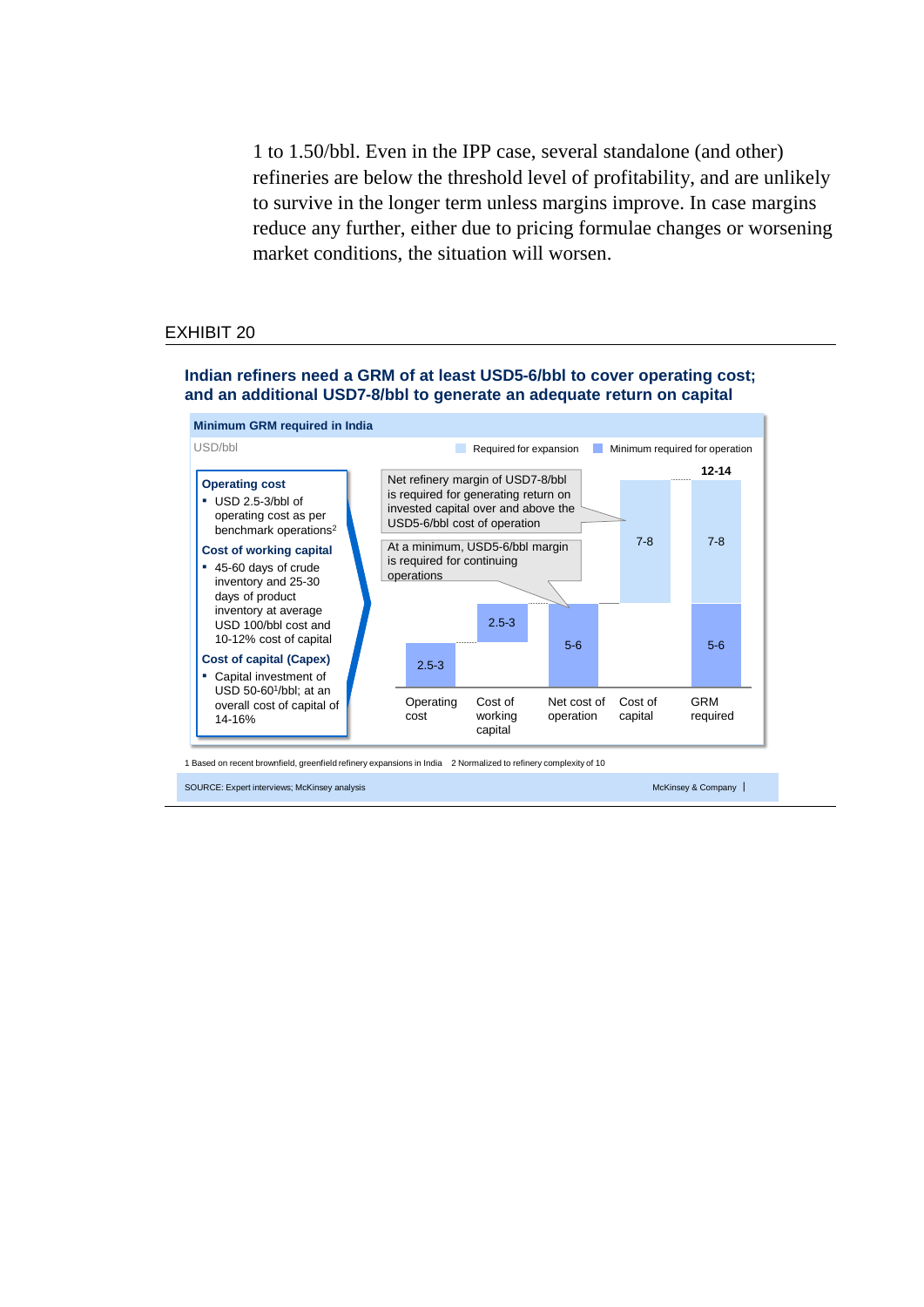1 to 1.50/bbl. Even in the IPP case, several standalone (and other) refineries are below the threshold level of profitability, and are unlikely to survive in the longer term unless margins improve. In case margins reduce any further, either due to pricing formulae changes or worsening market conditions, the situation will worsen.

EXHIBIT 20

**Indian refiners need a GRM of at least USD5-6/bbl to cover operating cost; and an additional USD7-8/bbl to generate an adequate return on capital**

**Minimum GRM required in India**

USD/bbl

**Operating cost**
- USD 2.5-3/bbl of operating cost as per benchmark operations[2]

**Cost of working capital**
- 45-60 days of crude inventory and 25-30 days of product inventory at average USD 100/bbl cost and 10-12% cost of capital

**Cost of capital (Capex)**
- Capital investment of USD 50-60[1]/bbl; at an overall cost of capital of 14-16%

Legend: Required for expansion; Minimum required for operation

| | Operating cost | Cost of working capital | Net cost of operation | Cost of capital | GRM required |
|---|---|---|---|---|---|
| Minimum required for operation | 2.5-3 | 2.5-3 | 5-6 | | 5-6 |
| Required for expansion | | | | 7-8 | 7-8 |
| Total | | | | | 12-14 |

At a minimum, USD5-6/bbl margin is required for continuing operations

Net refinery margin of USD7-8/bbl is required for generating return on invested capital over and above the USD5-6/bbl cost of operation

1 Based on recent brownfield, greenfield refinery expansions in India 2 Normalized to refinery complexity of 10

SOURCE: Expert interviews; McKinsey analysis

McKinsey & Company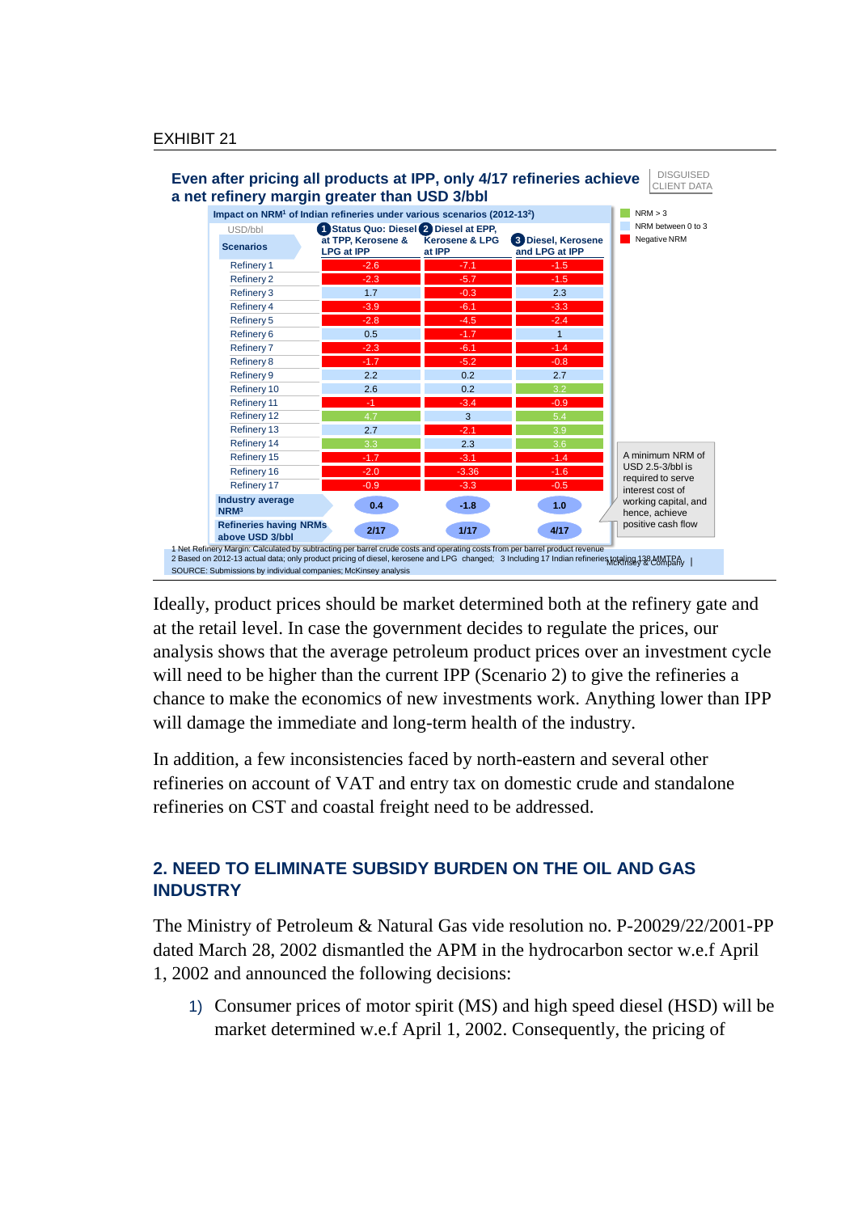EXHIBIT 21

**Even after pricing all products at IPP, only 4/17 refineries achieve a net refinery margin greater than USD 3/bbl**

DISGUISED CLIENT DATA

Impact on NRM[1] of Indian refineries under various scenarios (2012-13[2])

USD/bbl

| Scenarios | 1 Status Quo: Diesel at TPP, Kerosene & LPG at IPP | 2 Diesel at EPP, Kerosene & LPG at IPP | 3 Diesel, Kerosene and LPG at IPP |
|---|---|---|---|
| Refinery 1 | -2.6 | -7.1 | -1.5 |
| Refinery 2 | -2.3 | -5.7 | -1.5 |
| Refinery 3 | 1.7 | -0.3 | 2.3 |
| Refinery 4 | -3.9 | -6.1 | -3.3 |
| Refinery 5 | -2.8 | -4.5 | -2.4 |
| Refinery 6 | 0.5 | -1.7 | 1 |
| Refinery 7 | -2.3 | -6.1 | -1.4 |
| Refinery 8 | -1.7 | -5.2 | -0.8 |
| Refinery 9 | 2.2 | 0.2 | 2.7 |
| Refinery 10 | 2.6 | 0.2 | 3.2 |
| Refinery 11 | -1 | -3.4 | -0.9 |
| Refinery 12 | 4.7 | 3 | 5.4 |
| Refinery 13 | 2.7 | -2.1 | 3.9 |
| Refinery 14 | 3.3 | 2.3 | 3.6 |
| Refinery 15 | -1.7 | -3.1 | -1.4 |
| Refinery 16 | -2.0 | -3.36 | -1.6 |
| Refinery 17 | -0.9 | -3.3 | -0.5 |
| Industry average NRM[3] | 0.4 | -1.8 | 1.0 |
| Refineries having NRMs above USD 3/bbl | 2/17 | 1/17 | 4/17 |

Legend: NRM > 3; NRM between 0 to 3; Negative NRM

A minimum NRM of USD 2.5-3/bbl is required to serve interest cost of working capital, and hence, achieve positive cash flow

1 Net Refinery Margin: Calculated by subtracting per barrel crude costs and operating costs from per barrel product revenue
2 Based on 2012-13 actual data; only product pricing of diesel, kerosene and LPG changed; 3 Including 17 Indian refineries totaling 138 MMTPA

SOURCE: Submissions by individual companies; McKinsey analysis

Ideally, product prices should be market determined both at the refinery gate and at the retail level. In case the government decides to regulate the prices, our analysis shows that the average petroleum product prices over an investment cycle will need to be higher than the current IPP (Scenario 2) to give the refineries a chance to make the economics of new investments work. Anything lower than IPP will damage the immediate and long-term health of the industry.

In addition, a few inconsistencies faced by north-eastern and several other refineries on account of VAT and entry tax on domestic crude and standalone refineries on CST and coastal freight need to be addressed.

## 2. NEED TO ELIMINATE SUBSIDY BURDEN ON THE OIL AND GAS INDUSTRY

The Ministry of Petroleum & Natural Gas vide resolution no. P-20029/22/2001-PP dated March 28, 2002 dismantled the APM in the hydrocarbon sector w.e.f April 1, 2002 and announced the following decisions:

1) Consumer prices of motor spirit (MS) and high speed diesel (HSD) will be market determined w.e.f April 1, 2002. Consequently, the pricing of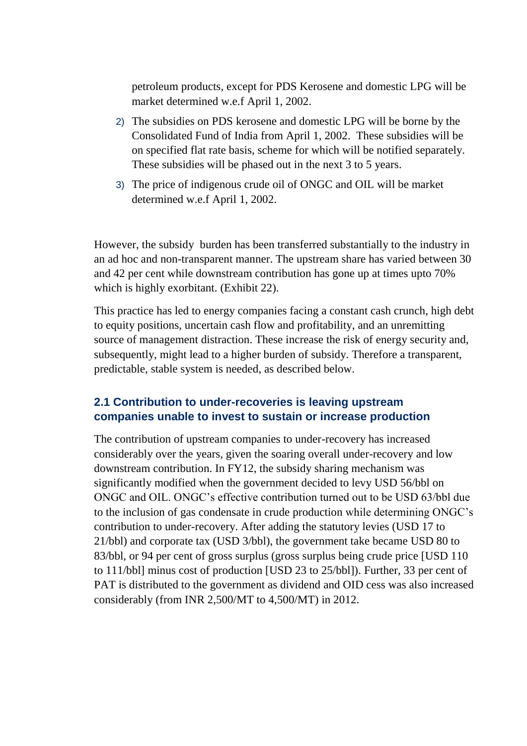petroleum products, except for PDS Kerosene and domestic LPG will be market determined w.e.f April 1, 2002.

2) The subsidies on PDS kerosene and domestic LPG will be borne by the Consolidated Fund of India from April 1, 2002. These subsidies will be on specified flat rate basis, scheme for which will be notified separately. These subsidies will be phased out in the next 3 to 5 years.

3) The price of indigenous crude oil of ONGC and OIL will be market determined w.e.f April 1, 2002.

However, the subsidy burden has been transferred substantially to the industry in an ad hoc and non-transparent manner. The upstream share has varied between 30 and 42 per cent while downstream contribution has gone up at times upto 70% which is highly exorbitant. (Exhibit 22).

This practice has led to energy companies facing a constant cash crunch, high debt to equity positions, uncertain cash flow and profitability, and an unremitting source of management distraction. These increase the risk of energy security and, subsequently, might lead to a higher burden of subsidy. Therefore a transparent, predictable, stable system is needed, as described below.

### 2.1 Contribution to under-recoveries is leaving upstream companies unable to invest to sustain or increase production

The contribution of upstream companies to under-recovery has increased considerably over the years, given the soaring overall under-recovery and low downstream contribution. In FY12, the subsidy sharing mechanism was significantly modified when the government decided to levy USD 56/bbl on ONGC and OIL. ONGC's effective contribution turned out to be USD 63/bbl due to the inclusion of gas condensate in crude production while determining ONGC's contribution to under-recovery. After adding the statutory levies (USD 17 to 21/bbl) and corporate tax (USD 3/bbl), the government take became USD 80 to 83/bbl, or 94 per cent of gross surplus (gross surplus being crude price [USD 110 to 111/bbl] minus cost of production [USD 23 to 25/bbl]). Further, 33 per cent of PAT is distributed to the government as dividend and OID cess was also increased considerably (from INR 2,500/MT to 4,500/MT) in 2012.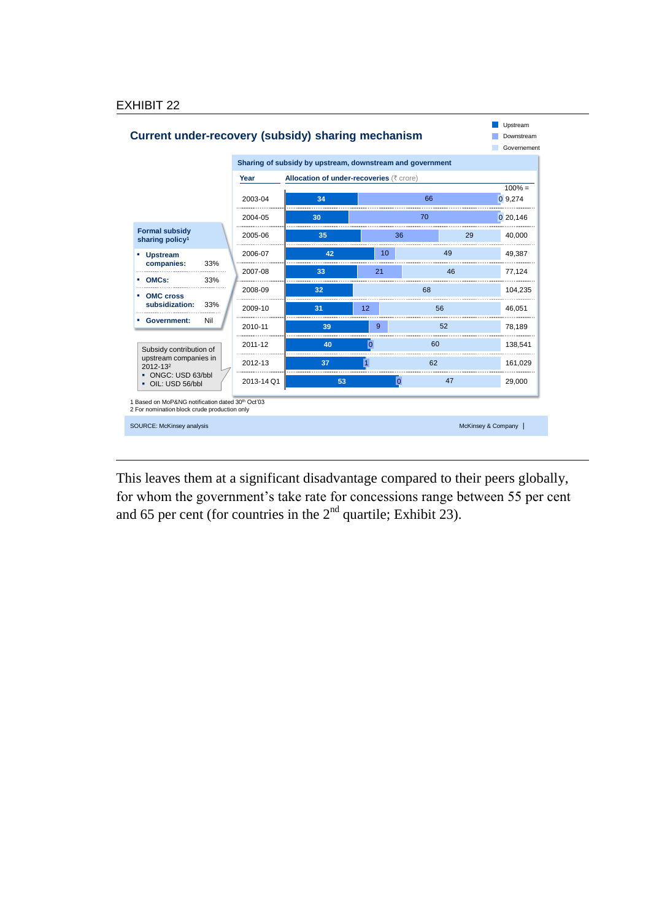EXHIBIT 22

## Current under-recovery (subsidy) sharing mechanism

Legend: Upstream, Downstream, Governement

**Formal subsidy sharing policy[1]**

- **Upstream companies:** 33%
- **OMCs:** 33%
- **OMC cross subsidization:** 33%
- **Government:** Nil

Subsidy contribution of upstream companies in 2012-13[2]

- ONGC: USD 63/bbl
- OIL: USD 56/bbl

**Sharing of subsidy by upstream, downstream and government**

| Year | Upstream | Downstream | Government | Allocation of under-recoveries (₹ crore) 100% = |
|---|---|---|---|---|
| 2003-04 | 34 | 66 | 0 | 9,274 |
| 2004-05 | 30 | 70 | 0 | 20,146 |
| 2005-06 | 35 | 36 | 29 | 40,000 |
| 2006-07 | 42 | 10 | 49 | 49,387 |
| 2007-08 | 33 | 21 | 46 | 77,124 |
| 2008-09 | 32 | | 68 | 104,235 |
| 2009-10 | 31 | 12 | 56 | 46,051 |
| 2010-11 | 39 | 9 | 52 | 78,189 |
| 2011-12 | 40 | 0 | 60 | 138,541 |
| 2012-13 | 37 | 1 | 62 | 161,029 |
| 2013-14 Q1 | 53 | 0 | 47 | 29,000 |

1 Based on MoP&NG notification dated 30th Oct'03
2 For nomination block crude production only

SOURCE: McKinsey analysis

This leaves them at a significant disadvantage compared to their peers globally, for whom the government's take rate for concessions range between 55 per cent and 65 per cent (for countries in the 2nd quartile; Exhibit 23).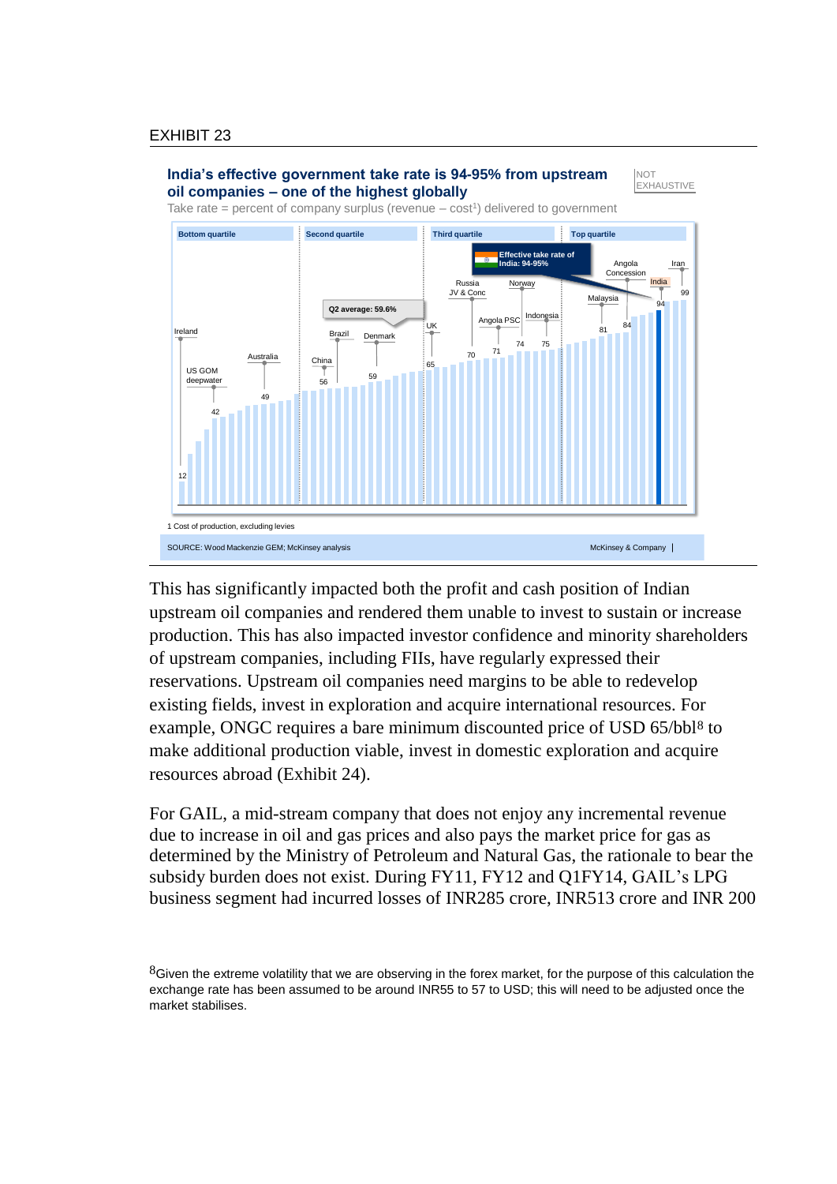EXHIBIT 23

**India's effective government take rate is 94-95% from upstream oil companies – one of the highest globally**

NOT EXHAUSTIVE

Take rate = percent of company surplus (revenue – cost[1]) delivered to government

Bottom quartile | Second quartile | Third quartile | Top quartile

Effective take rate of India: 94-95%

Q2 average: 59.6%

Ireland 12; US GOM deepwater 42; Australia 49; China 56; Brazil 59; Denmark; UK 65; Russia JV & Conc 70; Angola PSC 71; Norway 74; Indonesia 75; Malaysia 81; Angola Concession 84; India 94; Iran 99

1 Cost of production, excluding levies

SOURCE: Wood Mackenzie GEM; McKinsey analysis

McKinsey & Company

This has significantly impacted both the profit and cash position of Indian upstream oil companies and rendered them unable to invest to sustain or increase production. This has also impacted investor confidence and minority shareholders of upstream companies, including FIIs, have regularly expressed their reservations. Upstream oil companies need margins to be able to redevelop existing fields, invest in exploration and acquire international resources. For example, ONGC requires a bare minimum discounted price of USD 65/bbl[8] to make additional production viable, invest in domestic exploration and acquire resources abroad (Exhibit 24).

For GAIL, a mid-stream company that does not enjoy any incremental revenue due to increase in oil and gas prices and also pays the market price for gas as determined by the Ministry of Petroleum and Natural Gas, the rationale to bear the subsidy burden does not exist. During FY11, FY12 and Q1FY14, GAIL's LPG business segment had incurred losses of INR285 crore, INR513 crore and INR 200

[8]Given the extreme volatility that we are observing in the forex market, for the purpose of this calculation the exchange rate has been assumed to be around INR55 to 57 to USD; this will need to be adjusted once the market stabilises.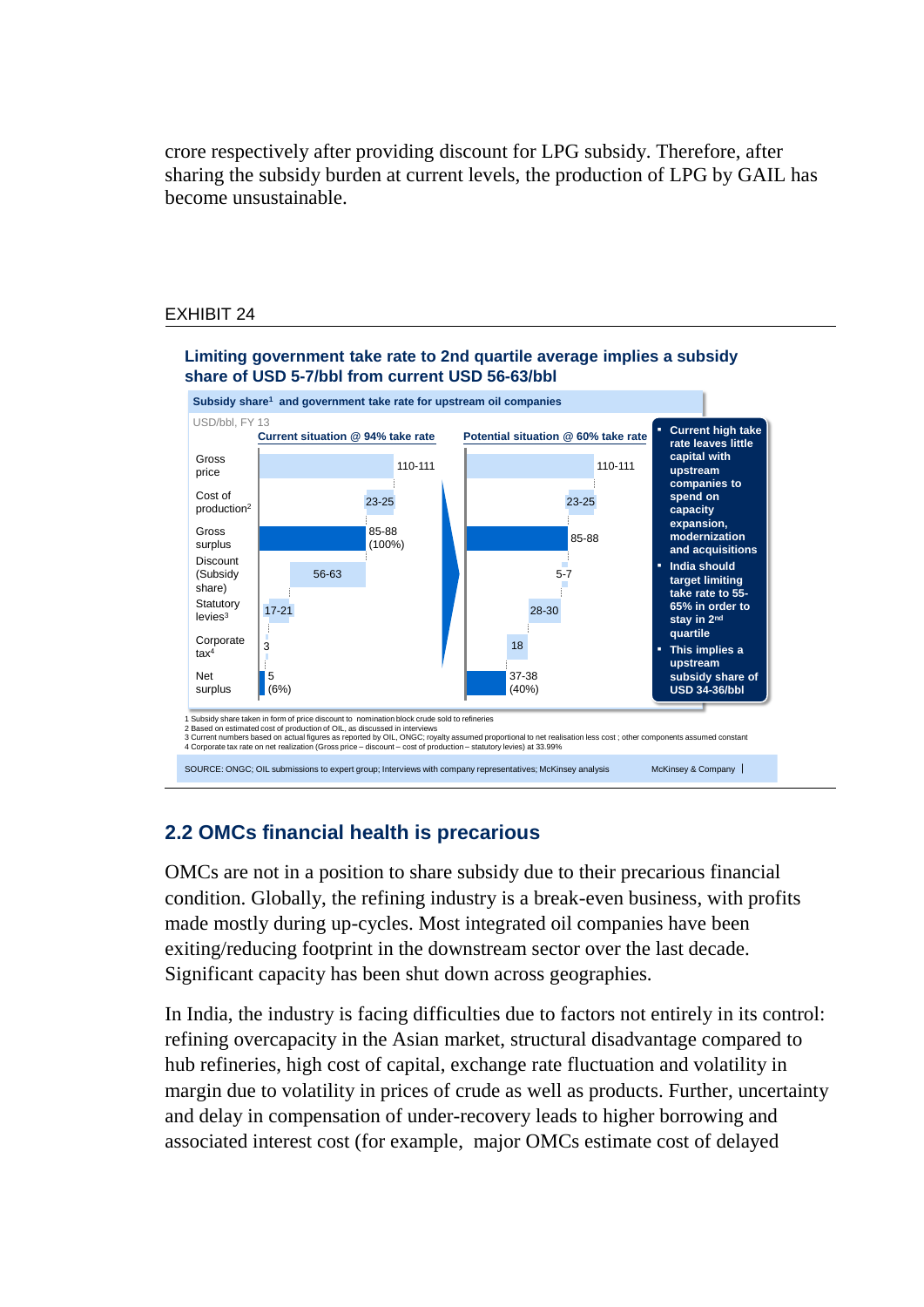crore respectively after providing discount for LPG subsidy. Therefore, after sharing the subsidy burden at current levels, the production of LPG by GAIL has become unsustainable.

EXHIBIT 24

**Limiting government take rate to 2nd quartile average implies a subsidy share of USD 5-7/bbl from current USD 56-63/bbl**

**Subsidy share[1] and government take rate for upstream oil companies**

USD/bbl, FY 13

| | Current situation @ 94% take rate | Potential situation @ 60% take rate |
|---|---|---|
| Gross price | 110-111 | 110-111 |
| Cost of production[2] | 23-25 | 23-25 |
| Gross surplus | 85-88 (100%) | 85-88 |
| Discount (Subsidy share) | 56-63 | 5-7 |
| Statutory levies[3] | 17-21 | 28-30 |
| Corporate tax[4] | 3 | 18 |
| Net surplus | 5 (6%) | 37-38 (40%) |

- Current high take rate leaves little capital with upstream companies to spend on capacity expansion, modernization and acquisitions
- India should target limiting take rate to 55-65% in order to stay in 2nd quartile
- This implies a upstream subsidy share of USD 34-36/bbl

1 Subsidy share taken in form of price discount to nomination block crude sold to refineries
2 Based on estimated cost of production of OIL, as discussed in interviews
3 Current numbers based on actual figures as reported by OIL, ONGC; royalty assumed proportional to net realisation less cost ; other components assumed constant
4 Corporate tax rate on net realization (Gross price – discount – cost of production – statutory levies) at 33.99%

SOURCE: ONGC; OIL submissions to expert group; Interviews with company representatives; McKinsey analysis

## 2.2 OMCs financial health is precarious

OMCs are not in a position to share subsidy due to their precarious financial condition. Globally, the refining industry is a break-even business, with profits made mostly during up-cycles. Most integrated oil companies have been exiting/reducing footprint in the downstream sector over the last decade. Significant capacity has been shut down across geographies.

In India, the industry is facing difficulties due to factors not entirely in its control: refining overcapacity in the Asian market, structural disadvantage compared to hub refineries, high cost of capital, exchange rate fluctuation and volatility in margin due to volatility in prices of crude as well as products. Further, uncertainty and delay in compensation of under-recovery leads to higher borrowing and associated interest cost (for example, major OMCs estimate cost of delayed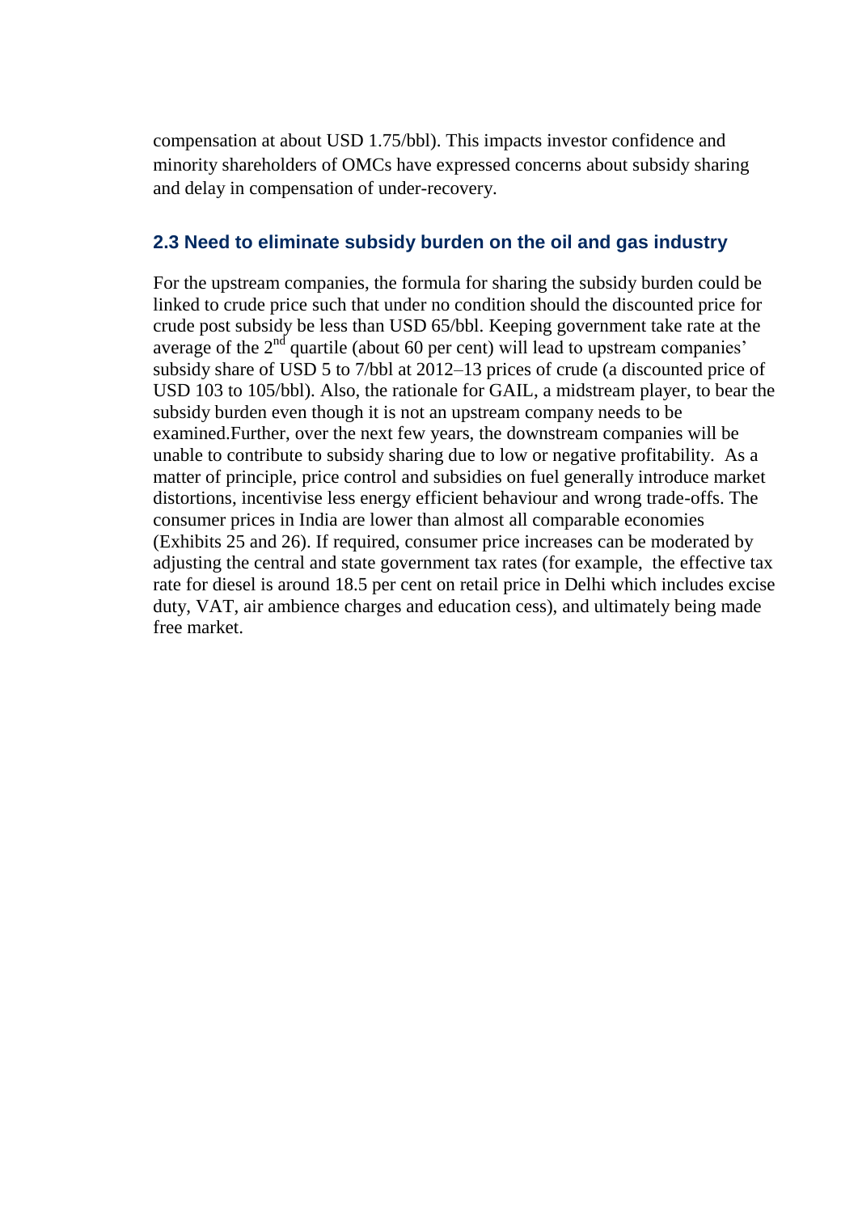compensation at about USD 1.75/bbl). This impacts investor confidence and minority shareholders of OMCs have expressed concerns about subsidy sharing and delay in compensation of under-recovery.

### 2.3 Need to eliminate subsidy burden on the oil and gas industry

For the upstream companies, the formula for sharing the subsidy burden could be linked to crude price such that under no condition should the discounted price for crude post subsidy be less than USD 65/bbl. Keeping government take rate at the average of the 2nd quartile (about 60 per cent) will lead to upstream companies' subsidy share of USD 5 to 7/bbl at 2012–13 prices of crude (a discounted price of USD 103 to 105/bbl). Also, the rationale for GAIL, a midstream player, to bear the subsidy burden even though it is not an upstream company needs to be examined.Further, over the next few years, the downstream companies will be unable to contribute to subsidy sharing due to low or negative profitability. As a matter of principle, price control and subsidies on fuel generally introduce market distortions, incentivise less energy efficient behaviour and wrong trade-offs. The consumer prices in India are lower than almost all comparable economies (Exhibits 25 and 26). If required, consumer price increases can be moderated by adjusting the central and state government tax rates (for example, the effective tax rate for diesel is around 18.5 per cent on retail price in Delhi which includes excise duty, VAT, air ambience charges and education cess), and ultimately being made free market.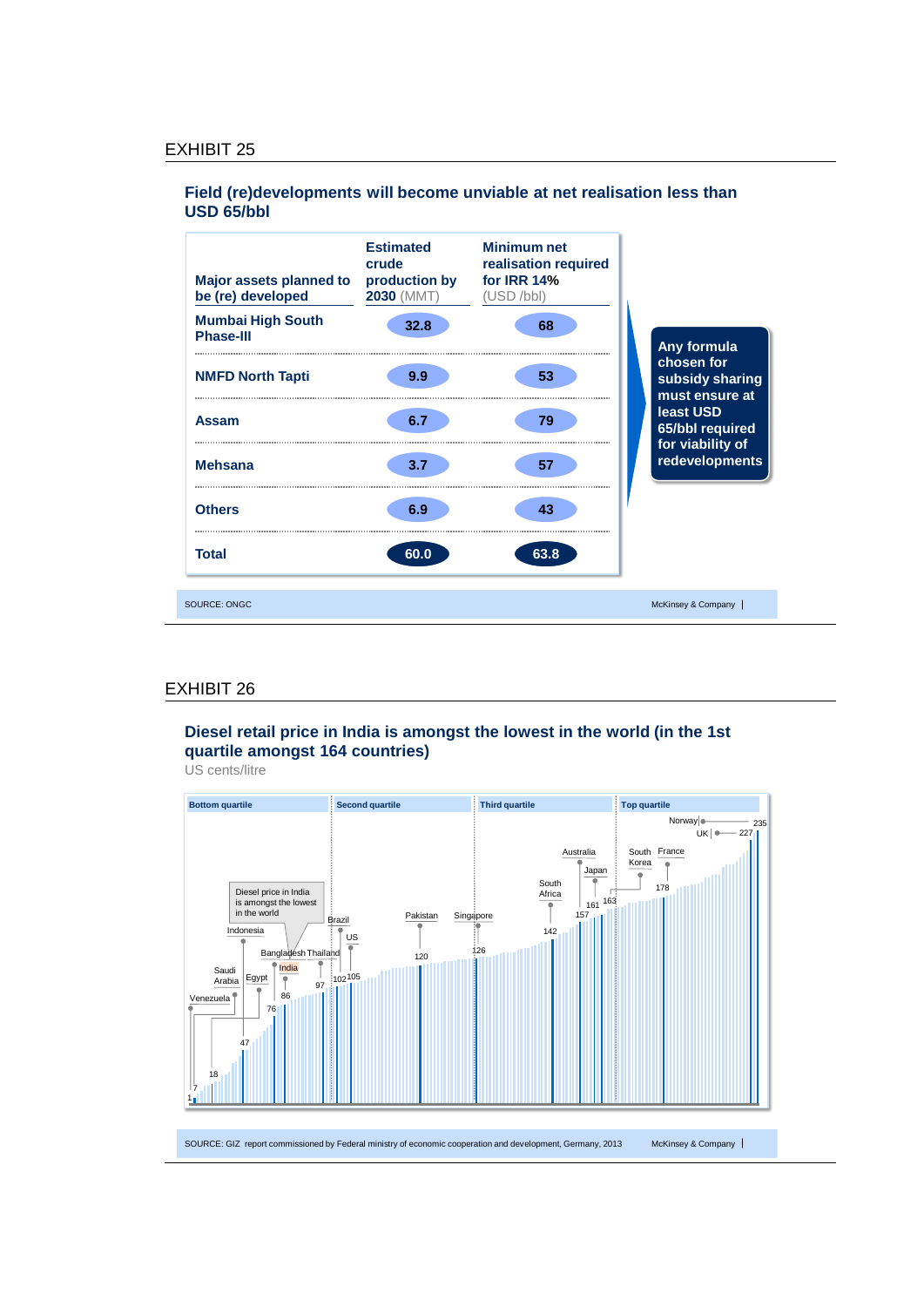## EXHIBIT 25

### Field (re)developments will become unviable at net realisation less than USD 65/bbl

| Major assets planned to be (re) developed | Estimated crude production by 2030 (MMT) | Minimum net realisation required for IRR 14% (USD /bbl) |
|---|---|---|
| Mumbai High South Phase-III | 32.8 | 68 |
| NMFD North Tapti | 9.9 | 53 |
| Assam | 6.7 | 79 |
| Mehsana | 3.7 | 57 |
| Others | 6.9 | 43 |
| **Total** | **60.0** | **63.8** |

**Any formula chosen for subsidy sharing must ensure at least USD 65/bbl required for viability of redevelopments**

SOURCE: ONGC

McKinsey & Company

## EXHIBIT 26

### Diesel retail price in India is amongst the lowest in the world (in the 1st quartile amongst 164 countries)

US cents/litre

Bottom quartile | Second quartile | Third quartile | Top quartile

Diesel price in India is amongst the lowest in the world

| Country | US cents/litre |
|---|---|
| Venezuela | 1 |
| Saudi Arabia | 7 |
| Egypt | 18 |
| Indonesia | 47 |
| India | 76 |
| Bangladesh | 86 |
| Thailand | 97 |
| Brazil | 102 |
| US | 105 |
| Pakistan | 120 |
| Singapore | 126 |
| South Africa | 142 |
| Australia | 157 |
| Japan | 161 |
| South Korea | 163 |
| France | 178 |
| UK | 227 |
| Norway | 235 |

SOURCE: GIZ report commissioned by Federal ministry of economic cooperation and development, Germany, 2013

McKinsey & Company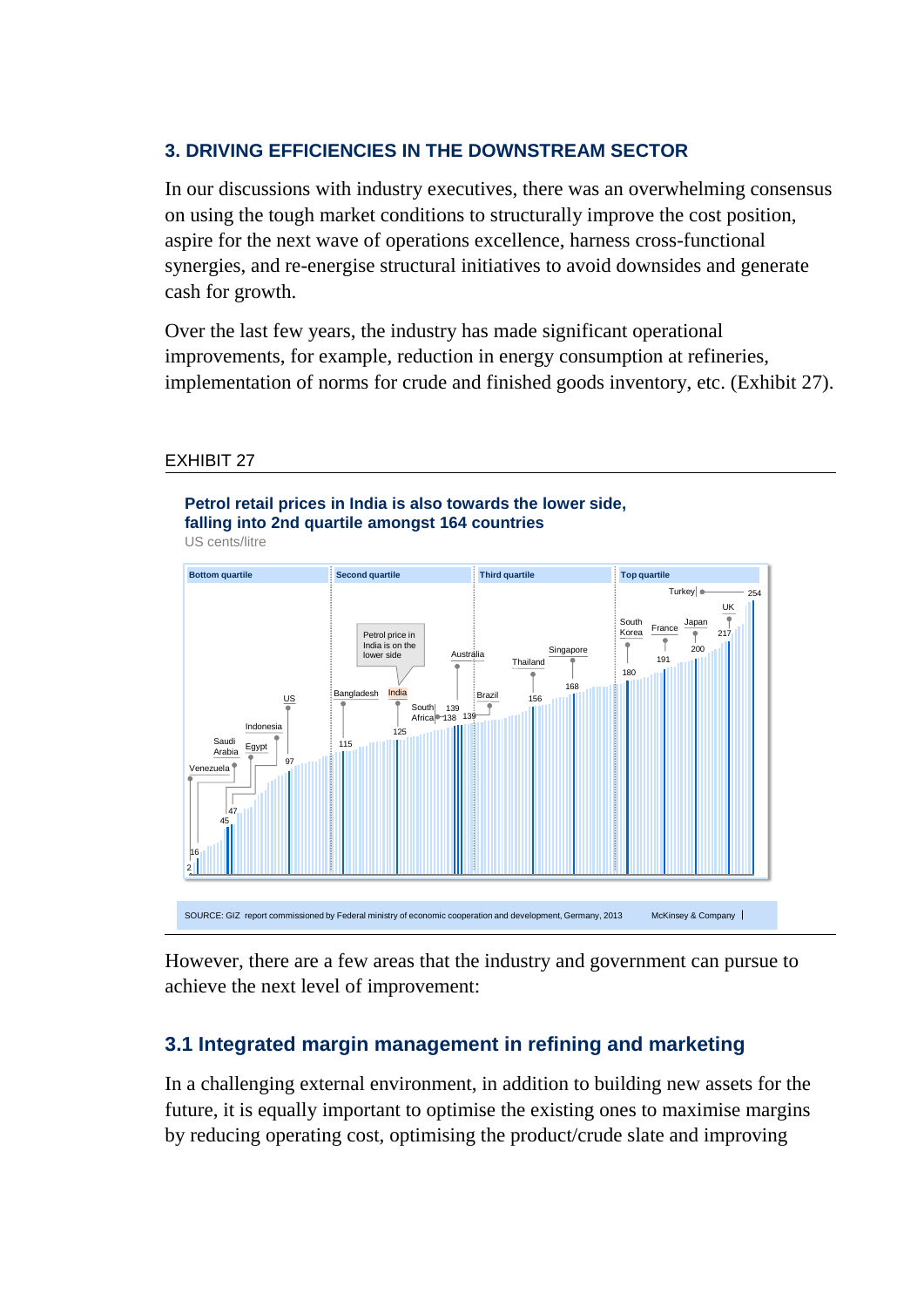## 3. DRIVING EFFICIENCIES IN THE DOWNSTREAM SECTOR

In our discussions with industry executives, there was an overwhelming consensus on using the tough market conditions to structurally improve the cost position, aspire for the next wave of operations excellence, harness cross-functional synergies, and re-energise structural initiatives to avoid downsides and generate cash for growth.

Over the last few years, the industry has made significant operational improvements, for example, reduction in energy consumption at refineries, implementation of norms for crude and finished goods inventory, etc. (Exhibit 27).

EXHIBIT 27

**Petrol retail prices in India is also towards the lower side, falling into 2nd quartile amongst 164 countries**

US cents/litre

Bottom quartile | Second quartile | Third quartile | Top quartile

Venezuela 2; 16; Saudi Arabia 45; Egypt 47; Indonesia; US 97; Bangladesh 115; India 125; South Africa 138; 139; Australia 139; Brazil; Thailand 156; Singapore 168; South Korea 180; France 191; Japan 200; UK 217; Turkey 254

Petrol price in India is on the lower side

SOURCE: GIZ report commissioned by Federal ministry of economic cooperation and development, Germany, 2013 — McKinsey & Company

However, there are a few areas that the industry and government can pursue to achieve the next level of improvement:

### 3.1 Integrated margin management in refining and marketing

In a challenging external environment, in addition to building new assets for the future, it is equally important to optimise the existing ones to maximise margins by reducing operating cost, optimising the product/crude slate and improving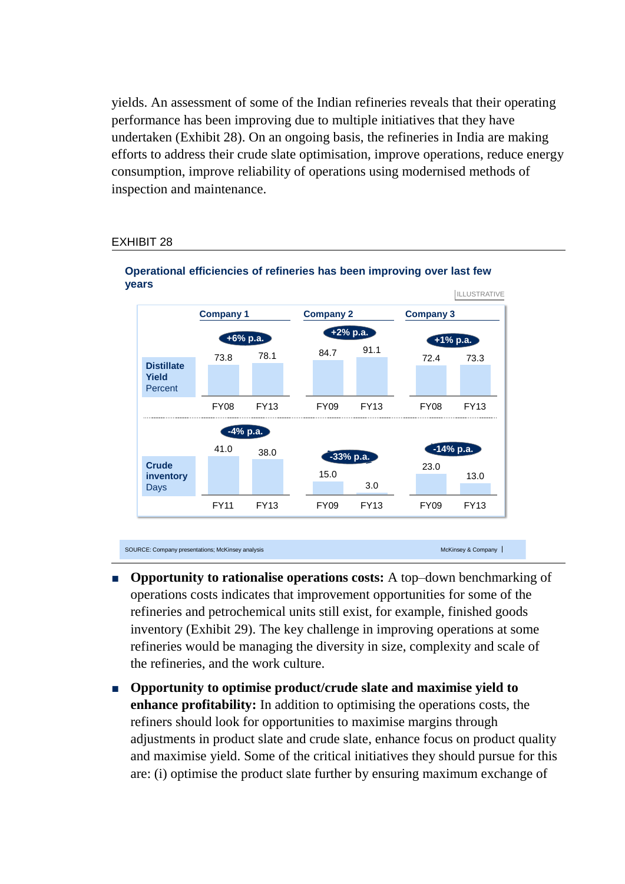yields. An assessment of some of the Indian refineries reveals that their operating performance has been improving due to multiple initiatives that they have undertaken (Exhibit 28). On an ongoing basis, the refineries in India are making efforts to address their crude slate optimisation, improve operations, reduce energy consumption, improve reliability of operations using modernised methods of inspection and maintenance.

EXHIBIT 28

**Operational efficiencies of refineries has been improving over last few years**

ILLUSTRATIVE

| | Company 1 | | Company 2 | | Company 3 | |
|---|---|---|---|---|---|---|
| **Distillate Yield** Percent | +6% p.a. | | +2% p.a. | | +1% p.a. | |
| | FY08: 73.8 | FY13: 78.1 | FY09: 84.7 | FY13: 91.1 | FY08: 72.4 | FY13: 73.3 |
| **Crude inventory** Days | -4% p.a. | | -33% p.a. | | -14% p.a. | |
| | FY11: 41.0 | FY13: 38.0 | FY09: 15.0 | FY13: 3.0 | FY09: 23.0 | FY13: 13.0 |

SOURCE: Company presentations; McKinsey analysis

McKinsey & Company

- **Opportunity to rationalise operations costs:** A top–down benchmarking of operations costs indicates that improvement opportunities for some of the refineries and petrochemical units still exist, for example, finished goods inventory (Exhibit 29). The key challenge in improving operations at some refineries would be managing the diversity in size, complexity and scale of the refineries, and the work culture.

- **Opportunity to optimise product/crude slate and maximise yield to enhance profitability:** In addition to optimising the operations costs, the refiners should look for opportunities to maximise margins through adjustments in product slate and crude slate, enhance focus on product quality and maximise yield. Some of the critical initiatives they should pursue for this are: (i) optimise the product slate further by ensuring maximum exchange of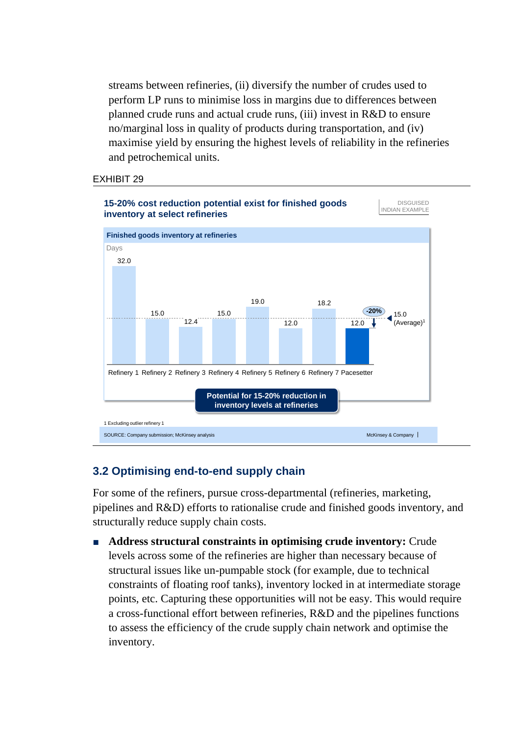streams between refineries, (ii) diversify the number of crudes used to perform LP runs to minimise loss in margins due to differences between planned crude runs and actual crude runs, (iii) invest in R&D to ensure no/marginal loss in quality of products during transportation, and (iv) maximise yield by ensuring the highest levels of reliability in the refineries and petrochemical units.

EXHIBIT 29

**15-20% cost reduction potential exist for finished goods inventory at select refineries**

DISGUISED INDIAN EXAMPLE

**Finished goods inventory at refineries**

Days

| Refinery | Days |
|---|---|
| Refinery 1 | 32.0 |
| Refinery 2 | 15.0 |
| Refinery 3 | 12.4 |
| Refinery 4 | 15.0 |
| Refinery 5 | 19.0 |
| Refinery 6 | 12.0 |
| Refinery 7 | 18.2 |
| Pacesetter | 12.0 |

15.0 (Average)[1]

-20%

**Potential for 15-20% reduction in inventory levels at refineries**

1 Excluding outlier refinery 1

SOURCE: Company submission; McKinsey analysis

McKinsey & Company

## 3.2 Optimising end-to-end supply chain

For some of the refiners, pursue cross-departmental (refineries, marketing, pipelines and R&D) efforts to rationalise crude and finished goods inventory, and structurally reduce supply chain costs.

- **Address structural constraints in optimising crude inventory:** Crude levels across some of the refineries are higher than necessary because of structural issues like un-pumpable stock (for example, due to technical constraints of floating roof tanks), inventory locked in at intermediate storage points, etc. Capturing these opportunities will not be easy. This would require a cross-functional effort between refineries, R&D and the pipelines functions to assess the efficiency of the crude supply chain network and optimise the inventory.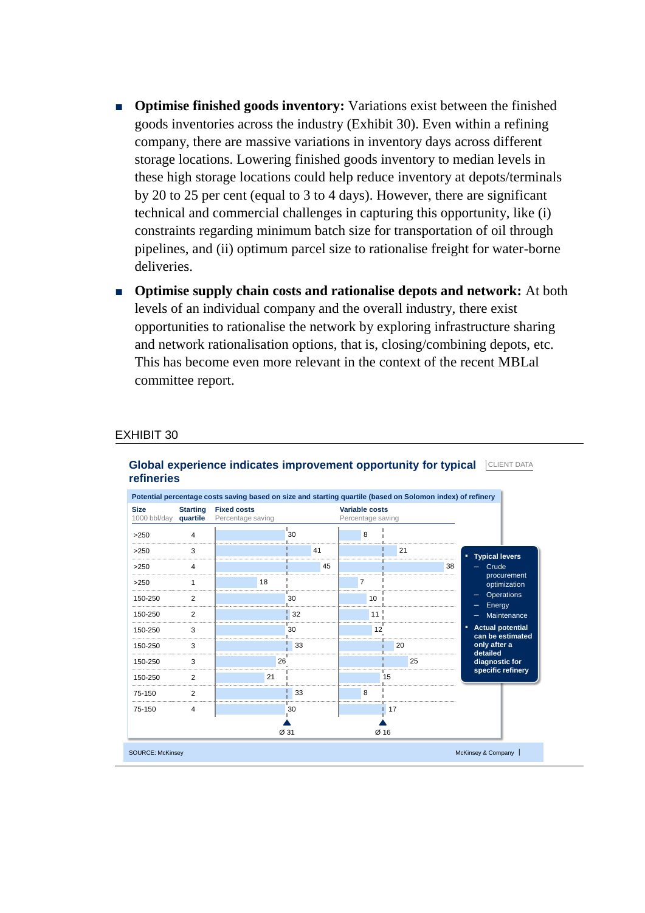- **Optimise finished goods inventory:** Variations exist between the finished goods inventories across the industry (Exhibit 30). Even within a refining company, there are massive variations in inventory days across different storage locations. Lowering finished goods inventory to median levels in these high storage locations could help reduce inventory at depots/terminals by 20 to 25 per cent (equal to 3 to 4 days). However, there are significant technical and commercial challenges in capturing this opportunity, like (i) constraints regarding minimum batch size for transportation of oil through pipelines, and (ii) optimum parcel size to rationalise freight for water-borne deliveries.

- **Optimise supply chain costs and rationalise depots and network:** At both levels of an individual company and the overall industry, there exist opportunities to rationalise the network by exploring infrastructure sharing and network rationalisation options, that is, closing/combining depots, etc. This has become even more relevant in the context of the recent MBLal committee report.

EXHIBIT 30

**Global experience indicates improvement opportunity for typical refineries** — CLIENT DATA

Potential percentage costs saving based on size and starting quartile (based on Solomon index) of refinery

| Size (1000 bbl/day) | Starting quartile | Fixed costs (Percentage saving) | Variable costs (Percentage saving) |
|---|---|---|---|
| >250 | 4 | 30 | 8 |
| >250 | 3 | 41 | 21 |
| >250 | 4 | 45 | 38 |
| >250 | 1 | 18 | 7 |
| 150-250 | 2 | 30 | 10 |
| 150-250 | 2 | 32 | 11 |
| 150-250 | 3 | 30 | 12 |
| 150-250 | 3 | 33 | 20 |
| 150-250 | 3 | 26 | 25 |
| 150-250 | 2 | 21 | 15 |
| 75-150 | 2 | 33 | 8 |
| 75-150 | 4 | 30 | 17 |
| | | Ø 31 | Ø 16 |

- Typical levers
  - Crude procurement optimization
  - Operations
  - Energy
  - Maintenance
- Actual potential can be estimated only after a detailed diagnostic for specific refinery

SOURCE: McKinsey

McKinsey & Company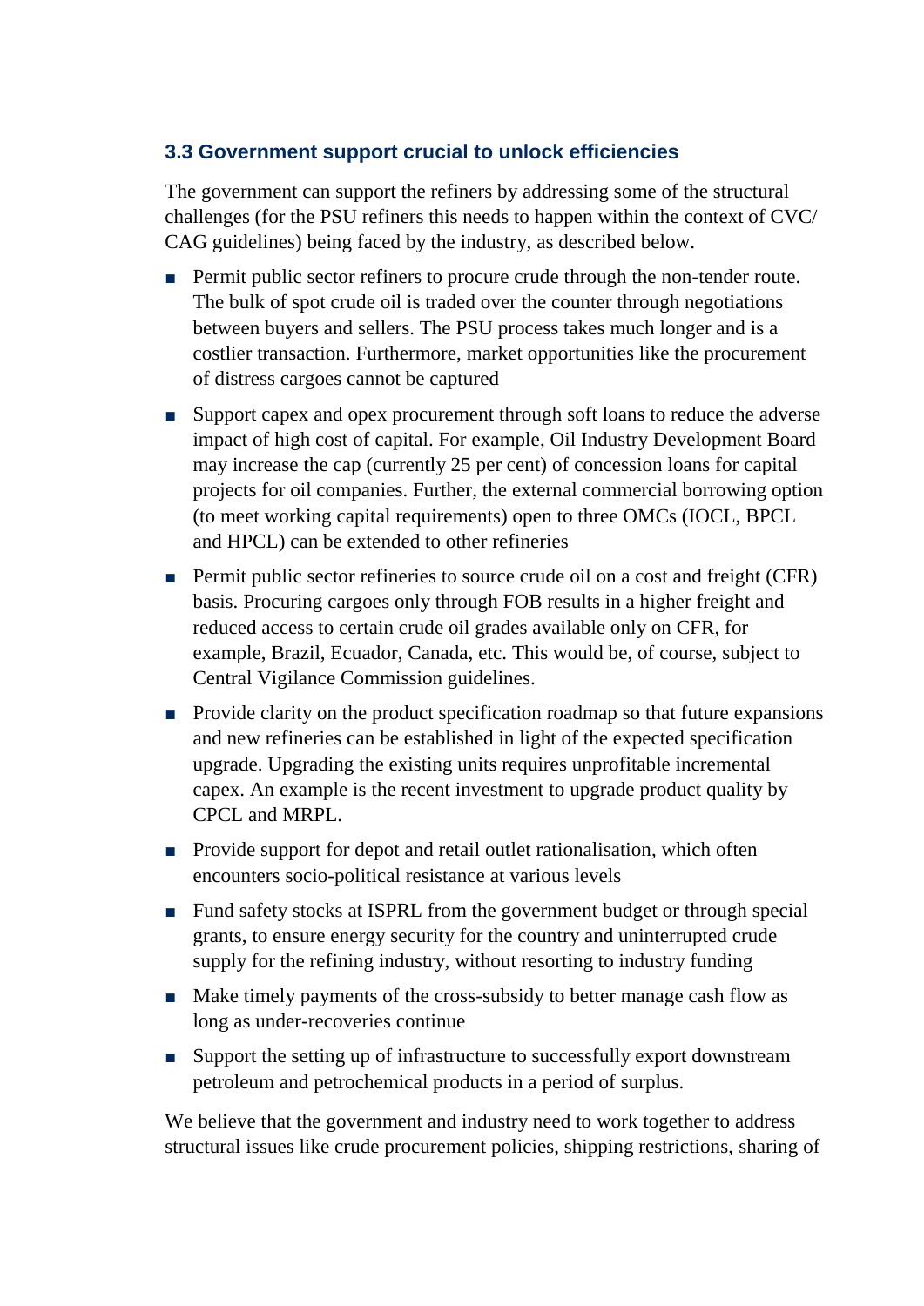### 3.3 Government support crucial to unlock efficiencies

The government can support the refiners by addressing some of the structural challenges (for the PSU refiners this needs to happen within the context of CVC/ CAG guidelines) being faced by the industry, as described below.

- Permit public sector refiners to procure crude through the non-tender route. The bulk of spot crude oil is traded over the counter through negotiations between buyers and sellers. The PSU process takes much longer and is a costlier transaction. Furthermore, market opportunities like the procurement of distress cargoes cannot be captured
- Support capex and opex procurement through soft loans to reduce the adverse impact of high cost of capital. For example, Oil Industry Development Board may increase the cap (currently 25 per cent) of concession loans for capital projects for oil companies. Further, the external commercial borrowing option (to meet working capital requirements) open to three OMCs (IOCL, BPCL and HPCL) can be extended to other refineries
- Permit public sector refineries to source crude oil on a cost and freight (CFR) basis. Procuring cargoes only through FOB results in a higher freight and reduced access to certain crude oil grades available only on CFR, for example, Brazil, Ecuador, Canada, etc. This would be, of course, subject to Central Vigilance Commission guidelines.
- Provide clarity on the product specification roadmap so that future expansions and new refineries can be established in light of the expected specification upgrade. Upgrading the existing units requires unprofitable incremental capex. An example is the recent investment to upgrade product quality by CPCL and MRPL.
- Provide support for depot and retail outlet rationalisation, which often encounters socio-political resistance at various levels
- Fund safety stocks at ISPRL from the government budget or through special grants, to ensure energy security for the country and uninterrupted crude supply for the refining industry, without resorting to industry funding
- Make timely payments of the cross-subsidy to better manage cash flow as long as under-recoveries continue
- Support the setting up of infrastructure to successfully export downstream petroleum and petrochemical products in a period of surplus.

We believe that the government and industry need to work together to address structural issues like crude procurement policies, shipping restrictions, sharing of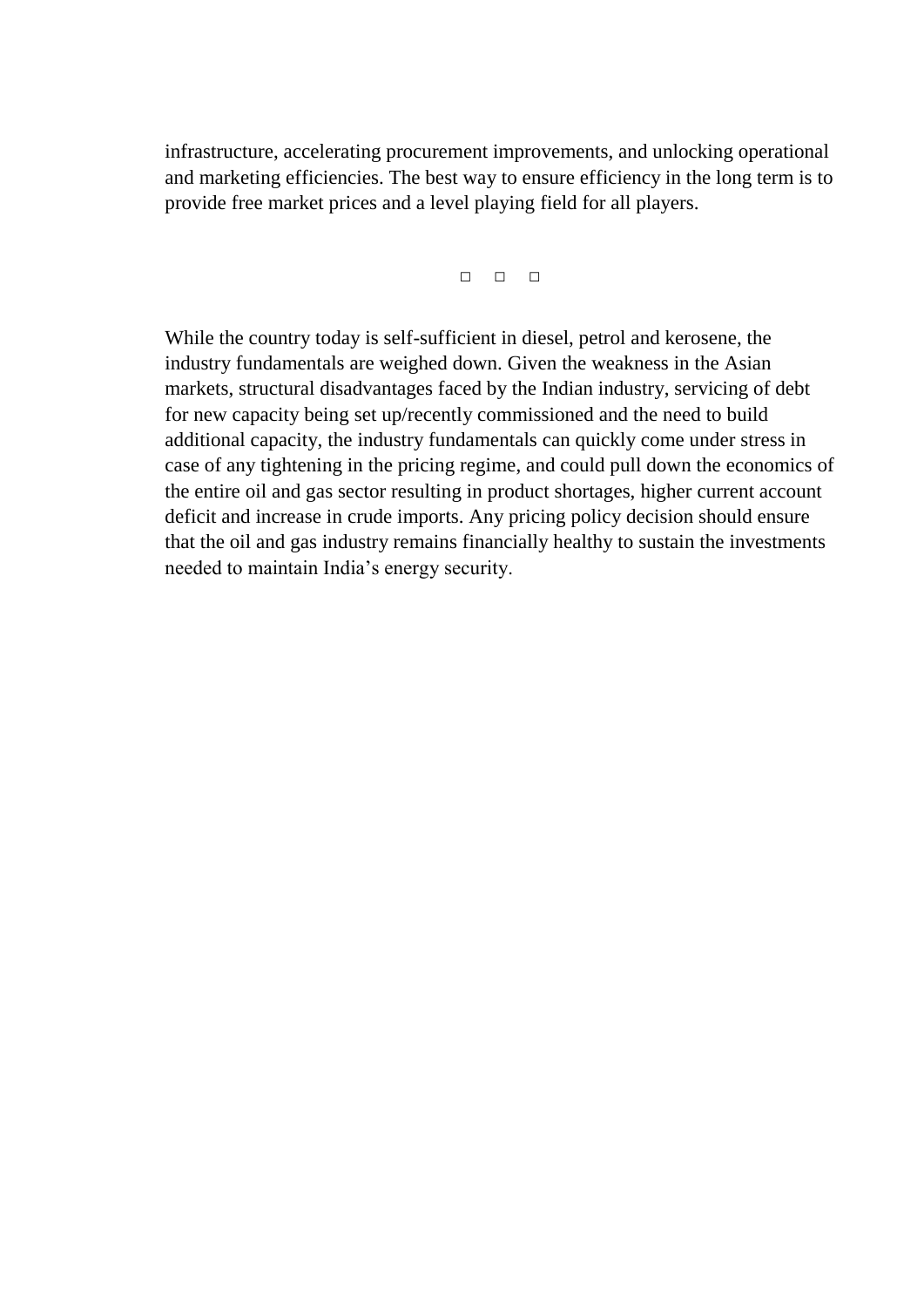infrastructure, accelerating procurement improvements, and unlocking operational and marketing efficiencies. The best way to ensure efficiency in the long term is to provide free market prices and a level playing field for all players.

□ □ □

While the country today is self-sufficient in diesel, petrol and kerosene, the industry fundamentals are weighed down. Given the weakness in the Asian markets, structural disadvantages faced by the Indian industry, servicing of debt for new capacity being set up/recently commissioned and the need to build additional capacity, the industry fundamentals can quickly come under stress in case of any tightening in the pricing regime, and could pull down the economics of the entire oil and gas sector resulting in product shortages, higher current account deficit and increase in crude imports. Any pricing policy decision should ensure that the oil and gas industry remains financially healthy to sustain the investments needed to maintain India's energy security.